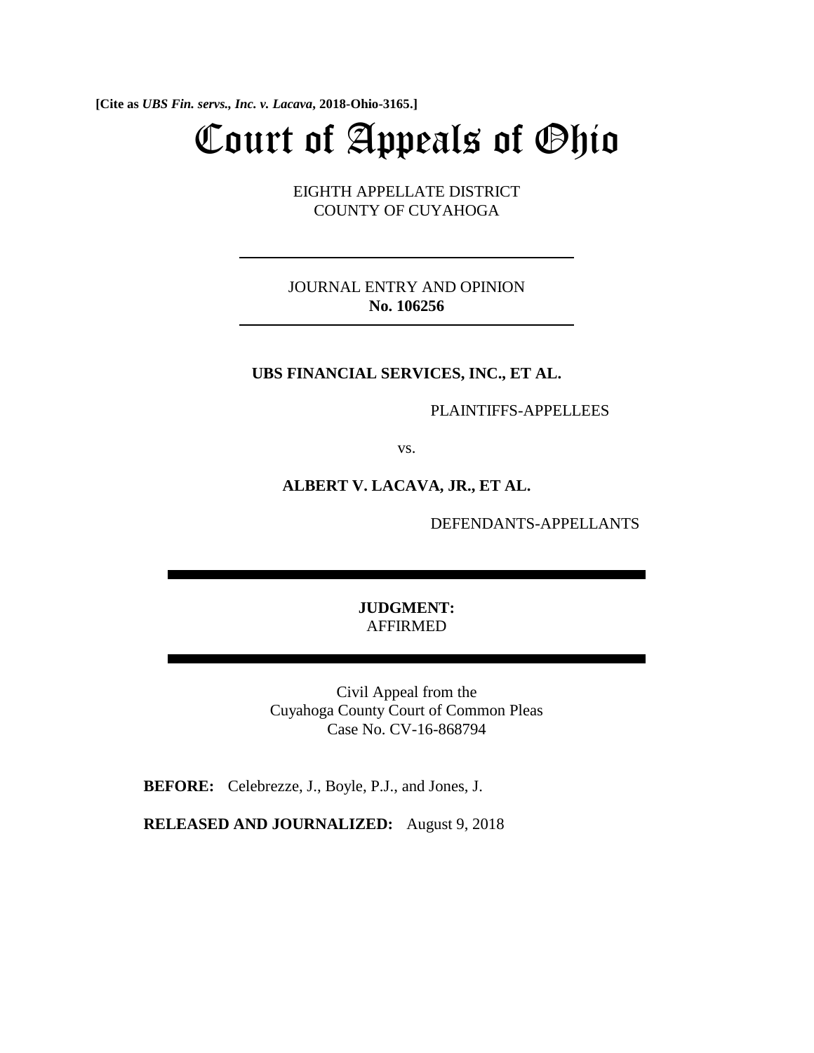**[Cite as *UBS Fin. servs., Inc. v. Lacava*, 2018-Ohio-3165.]**

# Court of Appeals of Ohio

EIGHTH APPELLATE DISTRICT
COUNTY OF CUYAHOGA

---

JOURNAL ENTRY AND OPINION
**No. 106256**

---

**UBS FINANCIAL SERVICES, INC., ET AL.**

PLAINTIFFS-APPELLEES

vs.

**ALBERT V. LACAVA, JR., ET AL.**

DEFENDANTS-APPELLANTS

---

**JUDGMENT:**
AFFIRMED

---

Civil Appeal from the
Cuyahoga County Court of Common Pleas
Case No. CV-16-868794

**BEFORE:** Celebrezze, J., Boyle, P.J., and Jones, J.

**RELEASED AND JOURNALIZED:** August 9, 2018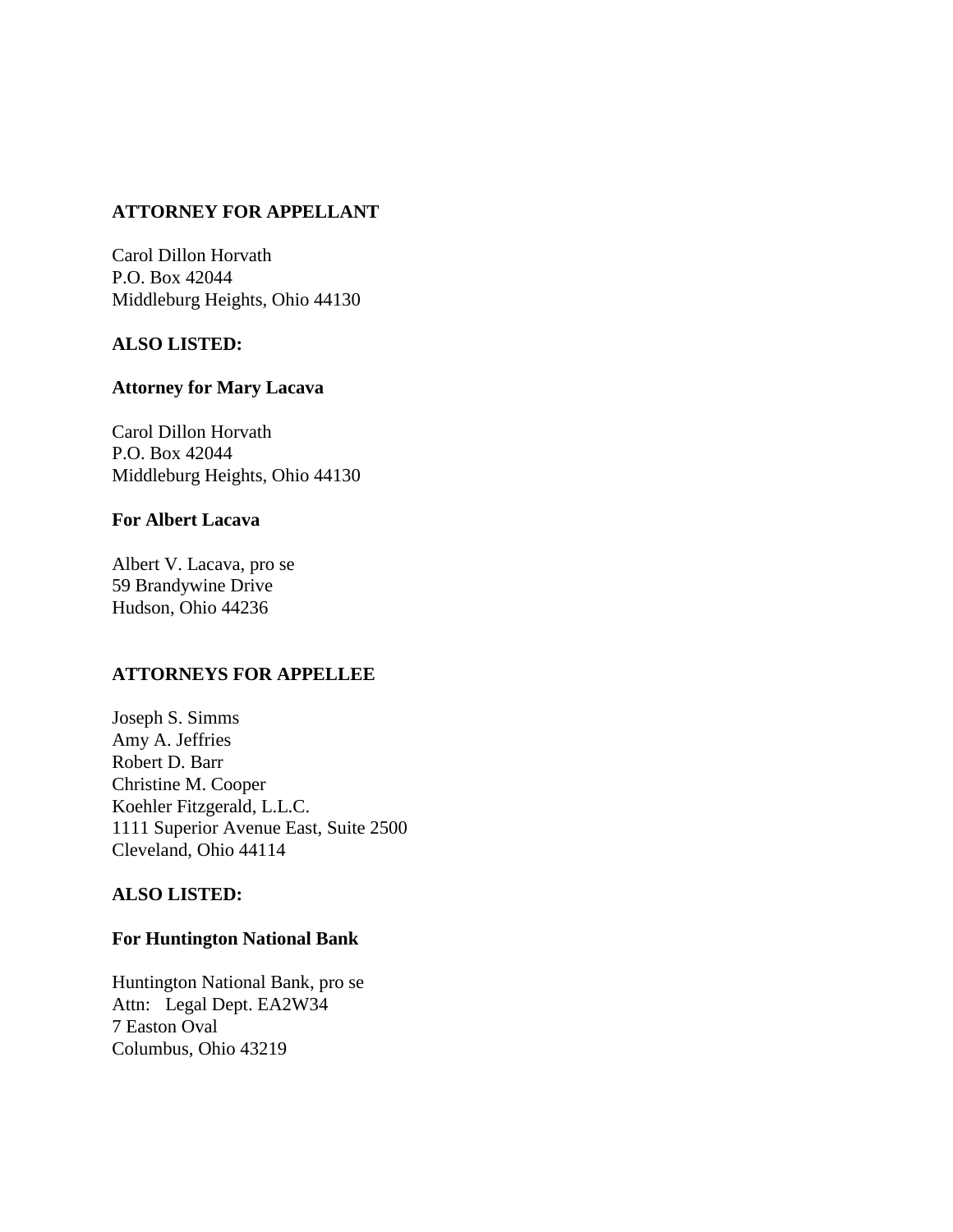**ATTORNEY FOR APPELLANT**

Carol Dillon Horvath
P.O. Box 42044
Middleburg Heights, Ohio 44130

**ALSO LISTED:**

**Attorney for Mary Lacava**

Carol Dillon Horvath
P.O. Box 42044
Middleburg Heights, Ohio 44130

**For Albert Lacava**

Albert V. Lacava, pro se
59 Brandywine Drive
Hudson, Ohio 44236

**ATTORNEYS FOR APPELLEE**

Joseph S. Simms
Amy A. Jeffries
Robert D. Barr
Christine M. Cooper
Koehler Fitzgerald, L.L.C.
1111 Superior Avenue East, Suite 2500
Cleveland, Ohio 44114

**ALSO LISTED:**

**For Huntington National Bank**

Huntington National Bank, pro se
Attn: Legal Dept. EA2W34
7 Easton Oval
Columbus, Ohio 43219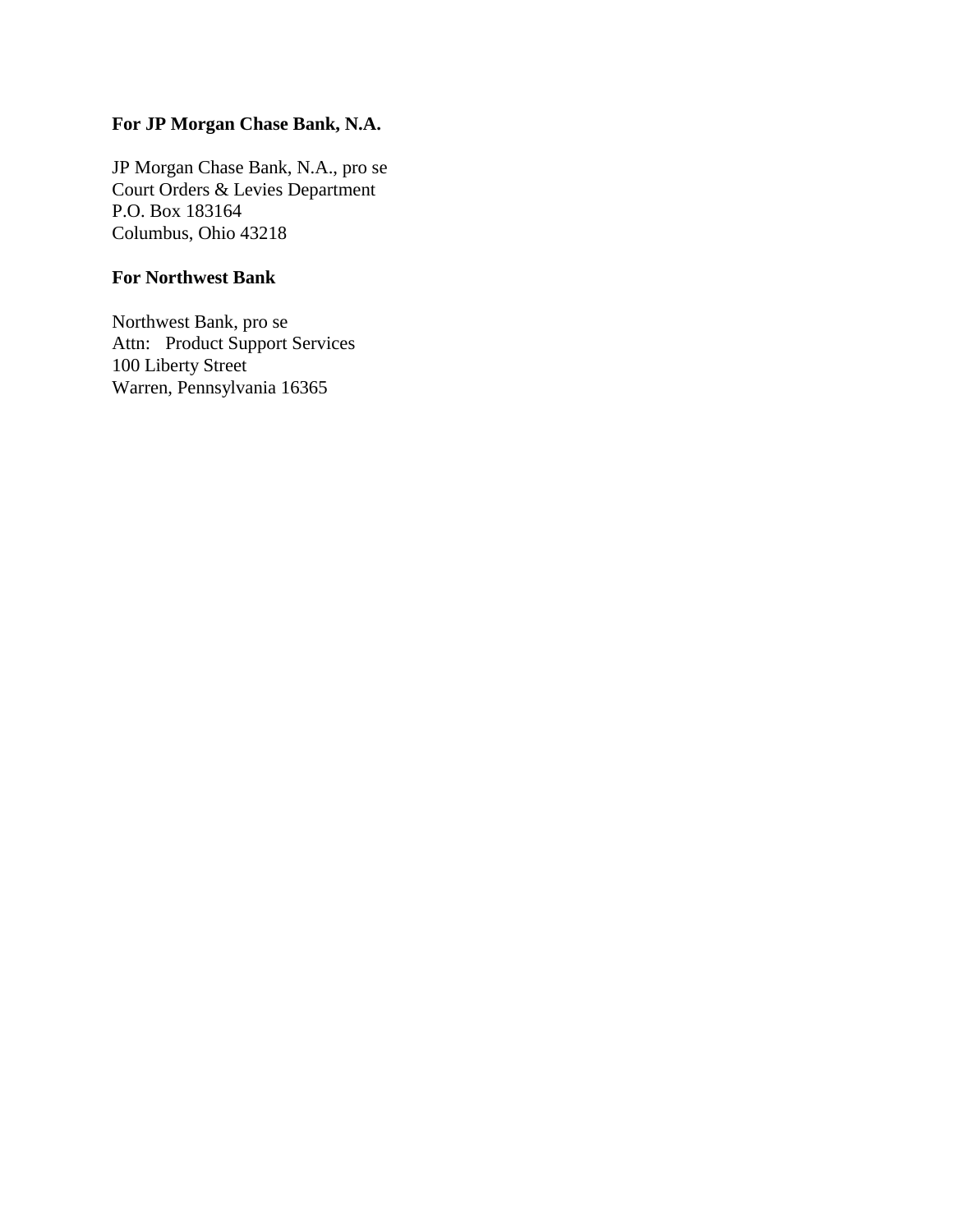**For JP Morgan Chase Bank, N.A.**

JP Morgan Chase Bank, N.A., pro se
Court Orders & Levies Department
P.O. Box 183164
Columbus, Ohio 43218

**For Northwest Bank**

Northwest Bank, pro se
Attn: Product Support Services
100 Liberty Street
Warren, Pennsylvania 16365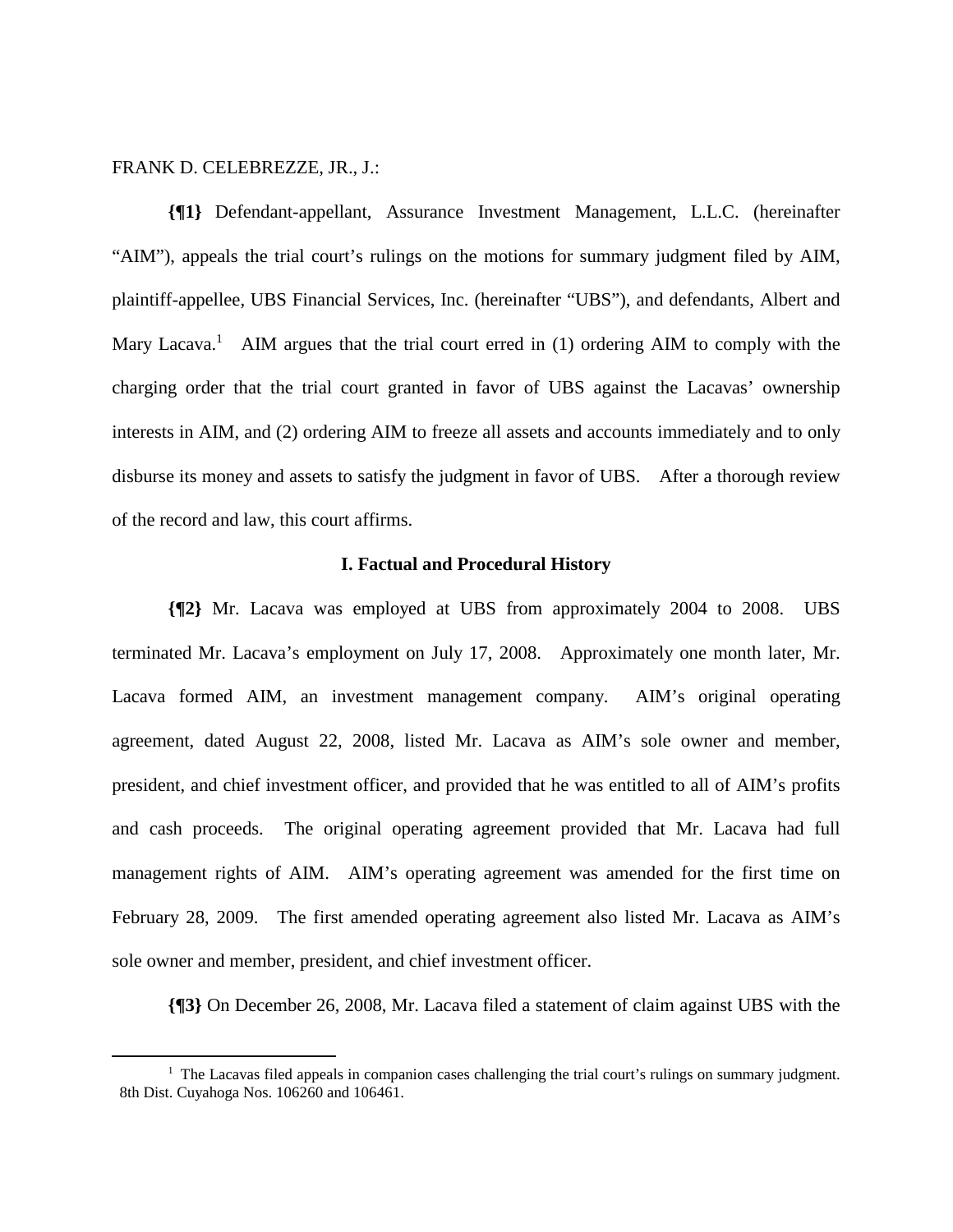FRANK D. CELEBREZZE, JR., J.:

**{¶1}** Defendant-appellant, Assurance Investment Management, L.L.C. (hereinafter "AIM"), appeals the trial court's rulings on the motions for summary judgment filed by AIM, plaintiff-appellee, UBS Financial Services, Inc. (hereinafter "UBS"), and defendants, Albert and Mary Lacava.[1] AIM argues that the trial court erred in (1) ordering AIM to comply with the charging order that the trial court granted in favor of UBS against the Lacavas' ownership interests in AIM, and (2) ordering AIM to freeze all assets and accounts immediately and to only disburse its money and assets to satisfy the judgment in favor of UBS. After a thorough review of the record and law, this court affirms.

**I. Factual and Procedural History**

**{¶2}** Mr. Lacava was employed at UBS from approximately 2004 to 2008. UBS terminated Mr. Lacava's employment on July 17, 2008. Approximately one month later, Mr. Lacava formed AIM, an investment management company. AIM's original operating agreement, dated August 22, 2008, listed Mr. Lacava as AIM's sole owner and member, president, and chief investment officer, and provided that he was entitled to all of AIM's profits and cash proceeds. The original operating agreement provided that Mr. Lacava had full management rights of AIM. AIM's operating agreement was amended for the first time on February 28, 2009. The first amended operating agreement also listed Mr. Lacava as AIM's sole owner and member, president, and chief investment officer.

**{¶3}** On December 26, 2008, Mr. Lacava filed a statement of claim against UBS with the

[1] The Lacavas filed appeals in companion cases challenging the trial court's rulings on summary judgment. 8th Dist. Cuyahoga Nos. 106260 and 106461.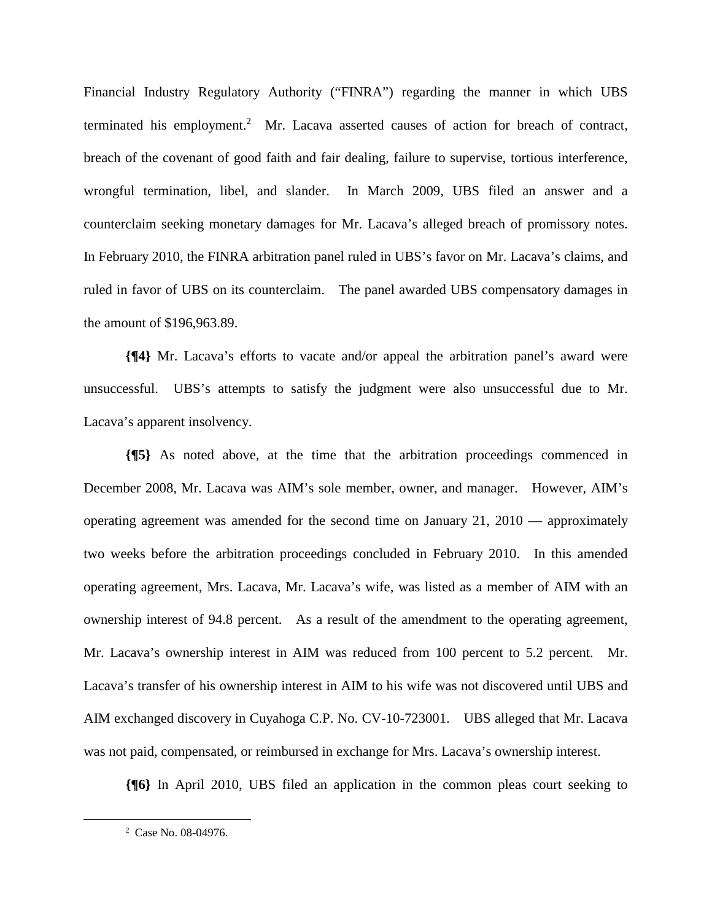Financial Industry Regulatory Authority ("FINRA") regarding the manner in which UBS terminated his employment.[2] Mr. Lacava asserted causes of action for breach of contract, breach of the covenant of good faith and fair dealing, failure to supervise, tortious interference, wrongful termination, libel, and slander. In March 2009, UBS filed an answer and a counterclaim seeking monetary damages for Mr. Lacava's alleged breach of promissory notes. In February 2010, the FINRA arbitration panel ruled in UBS's favor on Mr. Lacava's claims, and ruled in favor of UBS on its counterclaim. The panel awarded UBS compensatory damages in the amount of $196,963.89.

**{¶4}** Mr. Lacava's efforts to vacate and/or appeal the arbitration panel's award were unsuccessful. UBS's attempts to satisfy the judgment were also unsuccessful due to Mr. Lacava's apparent insolvency.

**{¶5}** As noted above, at the time that the arbitration proceedings commenced in December 2008, Mr. Lacava was AIM's sole member, owner, and manager. However, AIM's operating agreement was amended for the second time on January 21, 2010 — approximately two weeks before the arbitration proceedings concluded in February 2010. In this amended operating agreement, Mrs. Lacava, Mr. Lacava's wife, was listed as a member of AIM with an ownership interest of 94.8 percent. As a result of the amendment to the operating agreement, Mr. Lacava's ownership interest in AIM was reduced from 100 percent to 5.2 percent. Mr. Lacava's transfer of his ownership interest in AIM to his wife was not discovered until UBS and AIM exchanged discovery in Cuyahoga C.P. No. CV-10-723001. UBS alleged that Mr. Lacava was not paid, compensated, or reimbursed in exchange for Mrs. Lacava's ownership interest.

**{¶6}** In April 2010, UBS filed an application in the common pleas court seeking to

[2] Case No. 08-04976.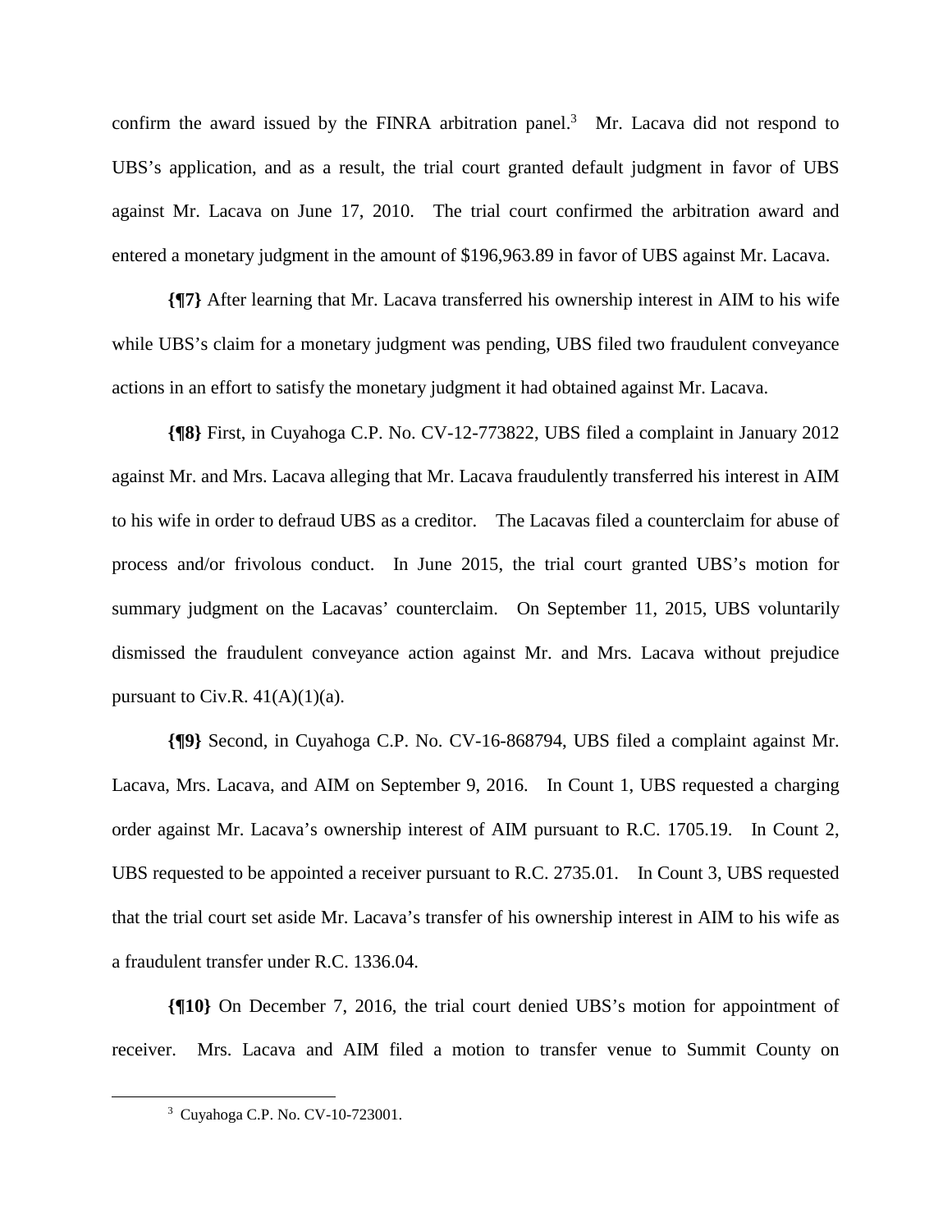confirm the award issued by the FINRA arbitration panel.[3] Mr. Lacava did not respond to UBS's application, and as a result, the trial court granted default judgment in favor of UBS against Mr. Lacava on June 17, 2010. The trial court confirmed the arbitration award and entered a monetary judgment in the amount of $196,963.89 in favor of UBS against Mr. Lacava.

**{¶7}** After learning that Mr. Lacava transferred his ownership interest in AIM to his wife while UBS's claim for a monetary judgment was pending, UBS filed two fraudulent conveyance actions in an effort to satisfy the monetary judgment it had obtained against Mr. Lacava.

**{¶8}** First, in Cuyahoga C.P. No. CV-12-773822, UBS filed a complaint in January 2012 against Mr. and Mrs. Lacava alleging that Mr. Lacava fraudulently transferred his interest in AIM to his wife in order to defraud UBS as a creditor. The Lacavas filed a counterclaim for abuse of process and/or frivolous conduct. In June 2015, the trial court granted UBS's motion for summary judgment on the Lacavas' counterclaim. On September 11, 2015, UBS voluntarily dismissed the fraudulent conveyance action against Mr. and Mrs. Lacava without prejudice pursuant to Civ.R. 41(A)(1)(a).

**{¶9}** Second, in Cuyahoga C.P. No. CV-16-868794, UBS filed a complaint against Mr. Lacava, Mrs. Lacava, and AIM on September 9, 2016. In Count 1, UBS requested a charging order against Mr. Lacava's ownership interest of AIM pursuant to R.C. 1705.19. In Count 2, UBS requested to be appointed a receiver pursuant to R.C. 2735.01. In Count 3, UBS requested that the trial court set aside Mr. Lacava's transfer of his ownership interest in AIM to his wife as a fraudulent transfer under R.C. 1336.04.

**{¶10}** On December 7, 2016, the trial court denied UBS's motion for appointment of receiver. Mrs. Lacava and AIM filed a motion to transfer venue to Summit County on

---

[3] Cuyahoga C.P. No. CV-10-723001.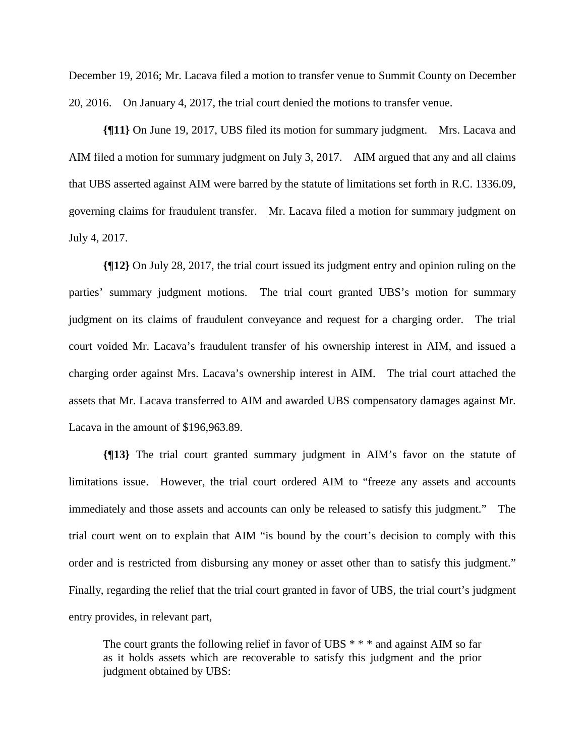December 19, 2016; Mr. Lacava filed a motion to transfer venue to Summit County on December 20, 2016. On January 4, 2017, the trial court denied the motions to transfer venue.

**{¶11}** On June 19, 2017, UBS filed its motion for summary judgment. Mrs. Lacava and AIM filed a motion for summary judgment on July 3, 2017. AIM argued that any and all claims that UBS asserted against AIM were barred by the statute of limitations set forth in R.C. 1336.09, governing claims for fraudulent transfer. Mr. Lacava filed a motion for summary judgment on July 4, 2017.

**{¶12}** On July 28, 2017, the trial court issued its judgment entry and opinion ruling on the parties' summary judgment motions. The trial court granted UBS's motion for summary judgment on its claims of fraudulent conveyance and request for a charging order. The trial court voided Mr. Lacava's fraudulent transfer of his ownership interest in AIM, and issued a charging order against Mrs. Lacava's ownership interest in AIM. The trial court attached the assets that Mr. Lacava transferred to AIM and awarded UBS compensatory damages against Mr. Lacava in the amount of $196,963.89.

**{¶13}** The trial court granted summary judgment in AIM's favor on the statute of limitations issue. However, the trial court ordered AIM to "freeze any assets and accounts immediately and those assets and accounts can only be released to satisfy this judgment." The trial court went on to explain that AIM "is bound by the court's decision to comply with this order and is restricted from disbursing any money or asset other than to satisfy this judgment." Finally, regarding the relief that the trial court granted in favor of UBS, the trial court's judgment entry provides, in relevant part,

> The court grants the following relief in favor of UBS * * * and against AIM so far as it holds assets which are recoverable to satisfy this judgment and the prior judgment obtained by UBS: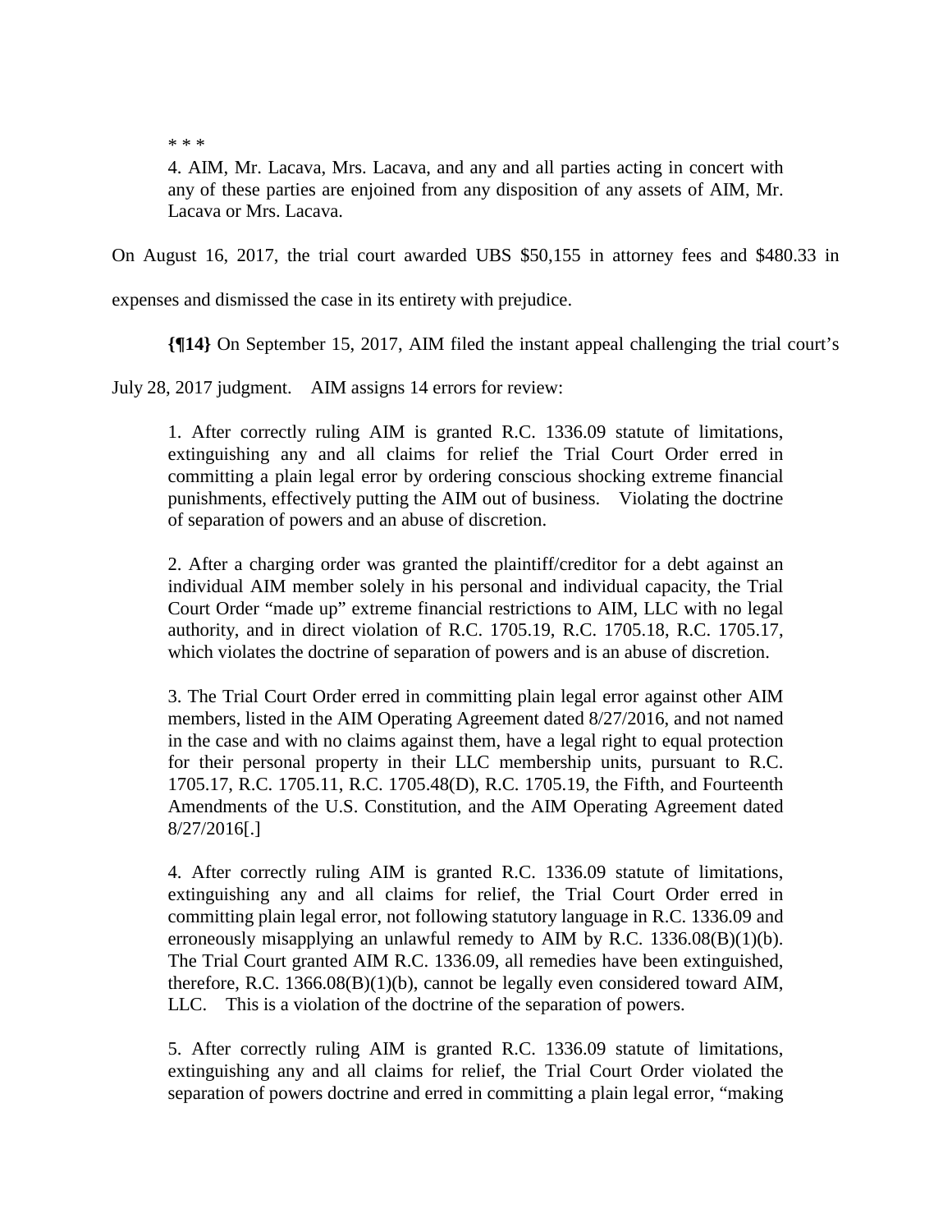\* \* \*

> 4. AIM, Mr. Lacava, Mrs. Lacava, and any and all parties acting in concert with any of these parties are enjoined from any disposition of any assets of AIM, Mr. Lacava or Mrs. Lacava.

On August 16, 2017, the trial court awarded UBS $50,155 in attorney fees and $480.33 in expenses and dismissed the case in its entirety with prejudice.

**{¶14}** On September 15, 2017, AIM filed the instant appeal challenging the trial court's July 28, 2017 judgment. AIM assigns 14 errors for review:

> 1. After correctly ruling AIM is granted R.C. 1336.09 statute of limitations, extinguishing any and all claims for relief the Trial Court Order erred in committing a plain legal error by ordering conscious shocking extreme financial punishments, effectively putting the AIM out of business. Violating the doctrine of separation of powers and an abuse of discretion.
>
> 2. After a charging order was granted the plaintiff/creditor for a debt against an individual AIM member solely in his personal and individual capacity, the Trial Court Order "made up" extreme financial restrictions to AIM, LLC with no legal authority, and in direct violation of R.C. 1705.19, R.C. 1705.18, R.C. 1705.17, which violates the doctrine of separation of powers and is an abuse of discretion.
>
> 3. The Trial Court Order erred in committing plain legal error against other AIM members, listed in the AIM Operating Agreement dated 8/27/2016, and not named in the case and with no claims against them, have a legal right to equal protection for their personal property in their LLC membership units, pursuant to R.C. 1705.17, R.C. 1705.11, R.C. 1705.48(D), R.C. 1705.19, the Fifth, and Fourteenth Amendments of the U.S. Constitution, and the AIM Operating Agreement dated 8/27/2016[.]
>
> 4. After correctly ruling AIM is granted R.C. 1336.09 statute of limitations, extinguishing any and all claims for relief, the Trial Court Order erred in committing plain legal error, not following statutory language in R.C. 1336.09 and erroneously misapplying an unlawful remedy to AIM by R.C. 1336.08(B)(1)(b). The Trial Court granted AIM R.C. 1336.09, all remedies have been extinguished, therefore, R.C. 1366.08(B)(1)(b), cannot be legally even considered toward AIM, LLC. This is a violation of the doctrine of the separation of powers.
>
> 5. After correctly ruling AIM is granted R.C. 1336.09 statute of limitations, extinguishing any and all claims for relief, the Trial Court Order violated the separation of powers doctrine and erred in committing a plain legal error, "making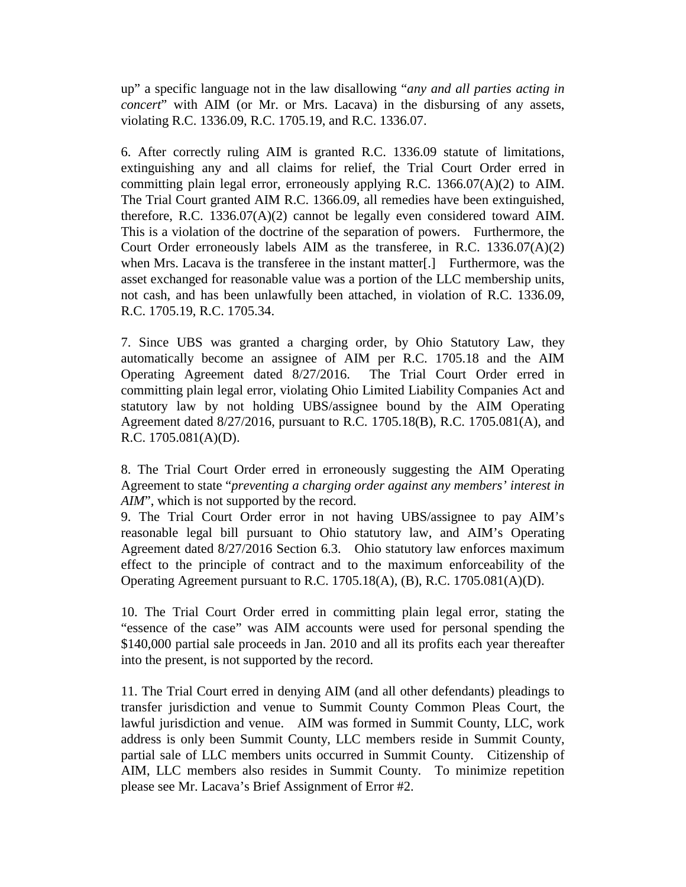up" a specific language not in the law disallowing "*any and all parties acting in concert*" with AIM (or Mr. or Mrs. Lacava) in the disbursing of any assets, violating R.C. 1336.09, R.C. 1705.19, and R.C. 1336.07.

6. After correctly ruling AIM is granted R.C. 1336.09 statute of limitations, extinguishing any and all claims for relief, the Trial Court Order erred in committing plain legal error, erroneously applying R.C. 1366.07(A)(2) to AIM. The Trial Court granted AIM R.C. 1366.09, all remedies have been extinguished, therefore, R.C. 1336.07(A)(2) cannot be legally even considered toward AIM. This is a violation of the doctrine of the separation of powers. Furthermore, the Court Order erroneously labels AIM as the transferee, in R.C. 1336.07(A)(2) when Mrs. Lacava is the transferee in the instant matter[.] Furthermore, was the asset exchanged for reasonable value was a portion of the LLC membership units, not cash, and has been unlawfully been attached, in violation of R.C. 1336.09, R.C. 1705.19, R.C. 1705.34.

7. Since UBS was granted a charging order, by Ohio Statutory Law, they automatically become an assignee of AIM per R.C. 1705.18 and the AIM Operating Agreement dated 8/27/2016. The Trial Court Order erred in committing plain legal error, violating Ohio Limited Liability Companies Act and statutory law by not holding UBS/assignee bound by the AIM Operating Agreement dated 8/27/2016, pursuant to R.C. 1705.18(B), R.C. 1705.081(A), and R.C. 1705.081(A)(D).

8. The Trial Court Order erred in erroneously suggesting the AIM Operating Agreement to state "*preventing a charging order against any members' interest in AIM*", which is not supported by the record.

9. The Trial Court Order error in not having UBS/assignee to pay AIM's reasonable legal bill pursuant to Ohio statutory law, and AIM's Operating Agreement dated 8/27/2016 Section 6.3. Ohio statutory law enforces maximum effect to the principle of contract and to the maximum enforceability of the Operating Agreement pursuant to R.C. 1705.18(A), (B), R.C. 1705.081(A)(D).

10. The Trial Court Order erred in committing plain legal error, stating the "essence of the case" was AIM accounts were used for personal spending the $140,000 partial sale proceeds in Jan. 2010 and all its profits each year thereafter into the present, is not supported by the record.

11. The Trial Court erred in denying AIM (and all other defendants) pleadings to transfer jurisdiction and venue to Summit County Common Pleas Court, the lawful jurisdiction and venue. AIM was formed in Summit County, LLC, work address is only been Summit County, LLC members reside in Summit County, partial sale of LLC members units occurred in Summit County. Citizenship of AIM, LLC members also resides in Summit County. To minimize repetition please see Mr. Lacava's Brief Assignment of Error #2.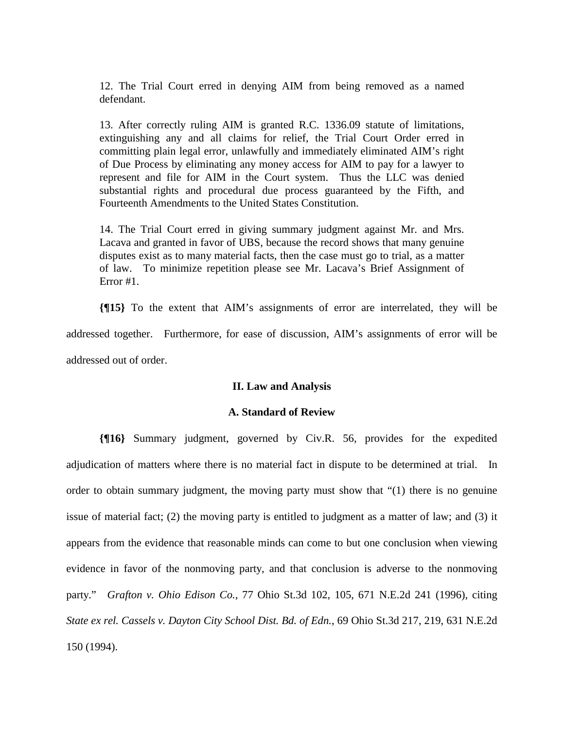> 12. The Trial Court erred in denying AIM from being removed as a named defendant.
>
> 13. After correctly ruling AIM is granted R.C. 1336.09 statute of limitations, extinguishing any and all claims for relief, the Trial Court Order erred in committing plain legal error, unlawfully and immediately eliminated AIM's right of Due Process by eliminating any money access for AIM to pay for a lawyer to represent and file for AIM in the Court system. Thus the LLC was denied substantial rights and procedural due process guaranteed by the Fifth, and Fourteenth Amendments to the United States Constitution.
>
> 14. The Trial Court erred in giving summary judgment against Mr. and Mrs. Lacava and granted in favor of UBS, because the record shows that many genuine disputes exist as to many material facts, then the case must go to trial, as a matter of law. To minimize repetition please see Mr. Lacava's Brief Assignment of Error #1.

**{¶15}** To the extent that AIM's assignments of error are interrelated, they will be addressed together. Furthermore, for ease of discussion, AIM's assignments of error will be addressed out of order.

## II. Law and Analysis

### A. Standard of Review

**{¶16}** Summary judgment, governed by Civ.R. 56, provides for the expedited adjudication of matters where there is no material fact in dispute to be determined at trial. In order to obtain summary judgment, the moving party must show that "(1) there is no genuine issue of material fact; (2) the moving party is entitled to judgment as a matter of law; and (3) it appears from the evidence that reasonable minds can come to but one conclusion when viewing evidence in favor of the nonmoving party, and that conclusion is adverse to the nonmoving party." *Grafton v. Ohio Edison Co.*, 77 Ohio St.3d 102, 105, 671 N.E.2d 241 (1996), citing *State ex rel. Cassels v. Dayton City School Dist. Bd. of Edn.*, 69 Ohio St.3d 217, 219, 631 N.E.2d 150 (1994).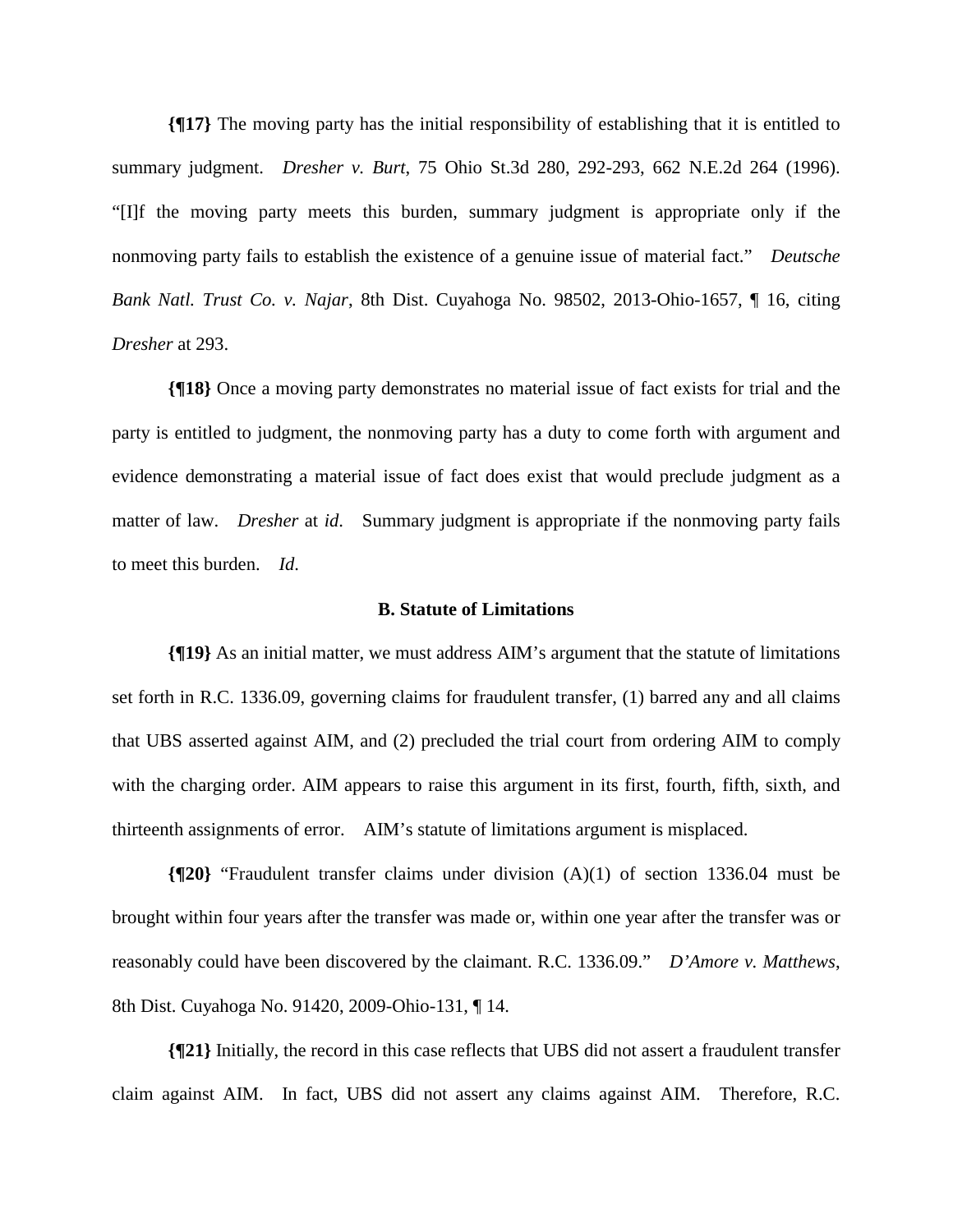**{¶17}** The moving party has the initial responsibility of establishing that it is entitled to summary judgment. *Dresher v. Burt*, 75 Ohio St.3d 280, 292-293, 662 N.E.2d 264 (1996). "[I]f the moving party meets this burden, summary judgment is appropriate only if the nonmoving party fails to establish the existence of a genuine issue of material fact." *Deutsche Bank Natl. Trust Co. v. Najar*, 8th Dist. Cuyahoga No. 98502, 2013-Ohio-1657, ¶ 16, citing *Dresher* at 293.

**{¶18}** Once a moving party demonstrates no material issue of fact exists for trial and the party is entitled to judgment, the nonmoving party has a duty to come forth with argument and evidence demonstrating a material issue of fact does exist that would preclude judgment as a matter of law. *Dresher* at *id*. Summary judgment is appropriate if the nonmoving party fails to meet this burden. *Id*.

### B. Statute of Limitations

**{¶19}** As an initial matter, we must address AIM's argument that the statute of limitations set forth in R.C. 1336.09, governing claims for fraudulent transfer, (1) barred any and all claims that UBS asserted against AIM, and (2) precluded the trial court from ordering AIM to comply with the charging order. AIM appears to raise this argument in its first, fourth, fifth, sixth, and thirteenth assignments of error. AIM's statute of limitations argument is misplaced.

**{¶20}** "Fraudulent transfer claims under division (A)(1) of section 1336.04 must be brought within four years after the transfer was made or, within one year after the transfer was or reasonably could have been discovered by the claimant. R.C. 1336.09." *D'Amore v. Matthews*, 8th Dist. Cuyahoga No. 91420, 2009-Ohio-131, ¶ 14.

**{¶21}** Initially, the record in this case reflects that UBS did not assert a fraudulent transfer claim against AIM. In fact, UBS did not assert any claims against AIM. Therefore, R.C.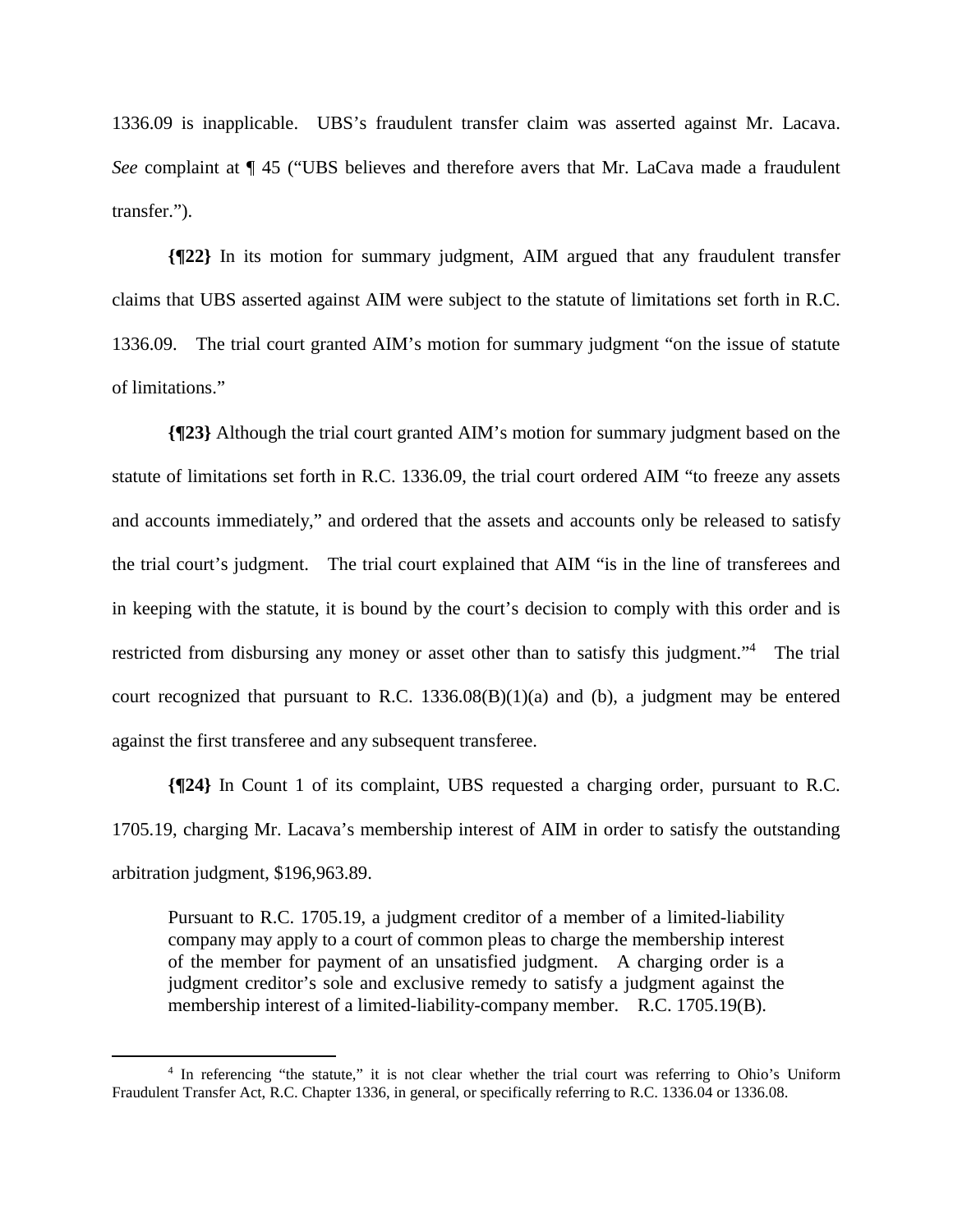1336.09 is inapplicable. UBS's fraudulent transfer claim was asserted against Mr. Lacava. *See* complaint at ¶ 45 ("UBS believes and therefore avers that Mr. LaCava made a fraudulent transfer.").

**{¶22}** In its motion for summary judgment, AIM argued that any fraudulent transfer claims that UBS asserted against AIM were subject to the statute of limitations set forth in R.C. 1336.09. The trial court granted AIM's motion for summary judgment "on the issue of statute of limitations."

**{¶23}** Although the trial court granted AIM's motion for summary judgment based on the statute of limitations set forth in R.C. 1336.09, the trial court ordered AIM "to freeze any assets and accounts immediately," and ordered that the assets and accounts only be released to satisfy the trial court's judgment. The trial court explained that AIM "is in the line of transferees and in keeping with the statute, it is bound by the court's decision to comply with this order and is restricted from disbursing any money or asset other than to satisfy this judgment."[4] The trial court recognized that pursuant to R.C. 1336.08(B)(1)(a) and (b), a judgment may be entered against the first transferee and any subsequent transferee.

**{¶24}** In Count 1 of its complaint, UBS requested a charging order, pursuant to R.C. 1705.19, charging Mr. Lacava's membership interest of AIM in order to satisfy the outstanding arbitration judgment, $196,963.89.

> Pursuant to R.C. 1705.19, a judgment creditor of a member of a limited-liability company may apply to a court of common pleas to charge the membership interest of the member for payment of an unsatisfied judgment. A charging order is a judgment creditor's sole and exclusive remedy to satisfy a judgment against the membership interest of a limited-liability-company member. R.C. 1705.19(B).

[4] In referencing "the statute," it is not clear whether the trial court was referring to Ohio's Uniform Fraudulent Transfer Act, R.C. Chapter 1336, in general, or specifically referring to R.C. 1336.04 or 1336.08.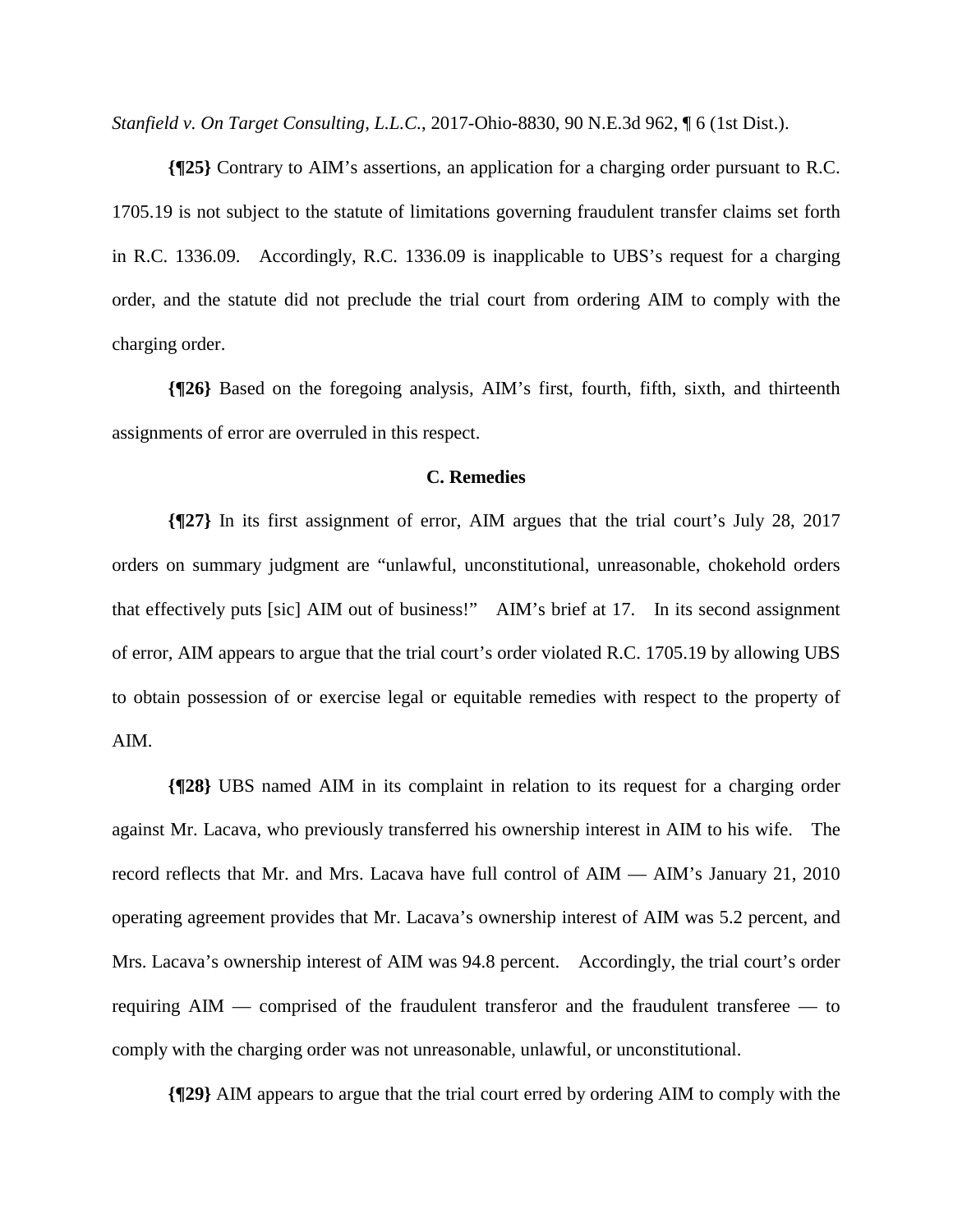*Stanfield v. On Target Consulting, L.L.C.*, 2017-Ohio-8830, 90 N.E.3d 962, ¶ 6 (1st Dist.).

**{¶25}** Contrary to AIM's assertions, an application for a charging order pursuant to R.C. 1705.19 is not subject to the statute of limitations governing fraudulent transfer claims set forth in R.C. 1336.09. Accordingly, R.C. 1336.09 is inapplicable to UBS's request for a charging order, and the statute did not preclude the trial court from ordering AIM to comply with the charging order.

**{¶26}** Based on the foregoing analysis, AIM's first, fourth, fifth, sixth, and thirteenth assignments of error are overruled in this respect.

### C. Remedies

**{¶27}** In its first assignment of error, AIM argues that the trial court's July 28, 2017 orders on summary judgment are "unlawful, unconstitutional, unreasonable, chokehold orders that effectively puts [sic] AIM out of business!" AIM's brief at 17. In its second assignment of error, AIM appears to argue that the trial court's order violated R.C. 1705.19 by allowing UBS to obtain possession of or exercise legal or equitable remedies with respect to the property of AIM.

**{¶28}** UBS named AIM in its complaint in relation to its request for a charging order against Mr. Lacava, who previously transferred his ownership interest in AIM to his wife. The record reflects that Mr. and Mrs. Lacava have full control of AIM — AIM's January 21, 2010 operating agreement provides that Mr. Lacava's ownership interest of AIM was 5.2 percent, and Mrs. Lacava's ownership interest of AIM was 94.8 percent. Accordingly, the trial court's order requiring AIM — comprised of the fraudulent transferor and the fraudulent transferee — to comply with the charging order was not unreasonable, unlawful, or unconstitutional.

**{¶29}** AIM appears to argue that the trial court erred by ordering AIM to comply with the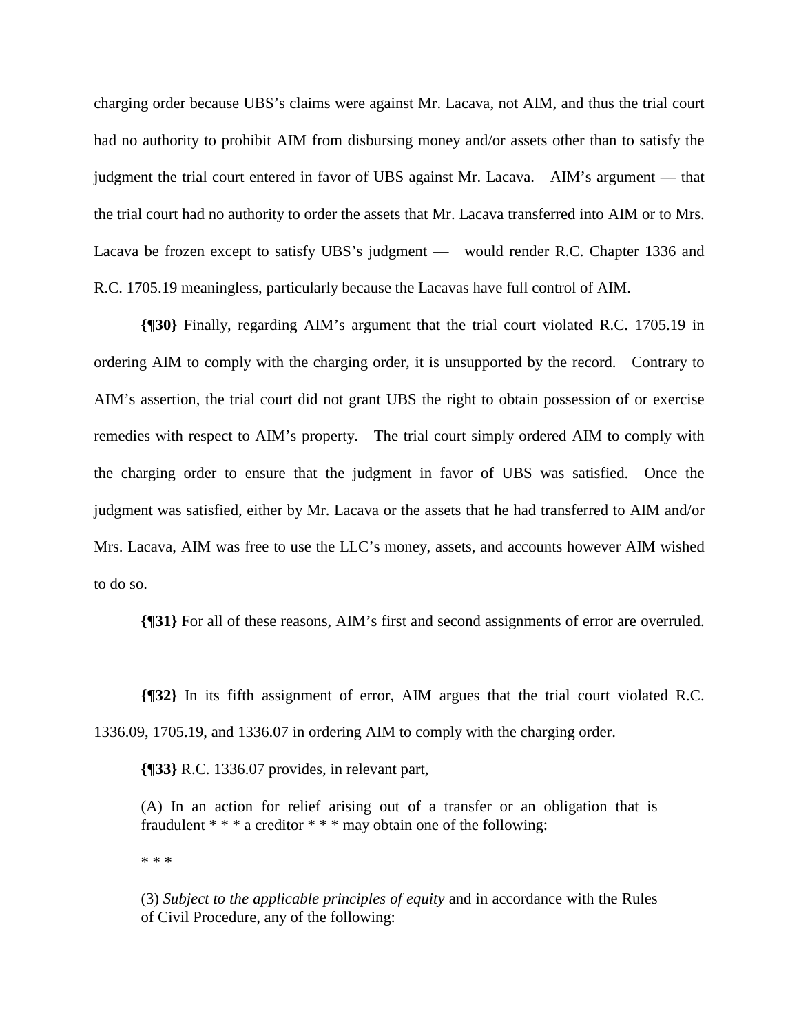charging order because UBS's claims were against Mr. Lacava, not AIM, and thus the trial court had no authority to prohibit AIM from disbursing money and/or assets other than to satisfy the judgment the trial court entered in favor of UBS against Mr. Lacava. AIM's argument — that the trial court had no authority to order the assets that Mr. Lacava transferred into AIM or to Mrs. Lacava be frozen except to satisfy UBS's judgment — would render R.C. Chapter 1336 and R.C. 1705.19 meaningless, particularly because the Lacavas have full control of AIM.

**{¶30}** Finally, regarding AIM's argument that the trial court violated R.C. 1705.19 in ordering AIM to comply with the charging order, it is unsupported by the record. Contrary to AIM's assertion, the trial court did not grant UBS the right to obtain possession of or exercise remedies with respect to AIM's property. The trial court simply ordered AIM to comply with the charging order to ensure that the judgment in favor of UBS was satisfied. Once the judgment was satisfied, either by Mr. Lacava or the assets that he had transferred to AIM and/or Mrs. Lacava, AIM was free to use the LLC's money, assets, and accounts however AIM wished to do so.

**{¶31}** For all of these reasons, AIM's first and second assignments of error are overruled.

**{¶32}** In its fifth assignment of error, AIM argues that the trial court violated R.C. 1336.09, 1705.19, and 1336.07 in ordering AIM to comply with the charging order.

**{¶33}** R.C. 1336.07 provides, in relevant part,

> (A) In an action for relief arising out of a transfer or an obligation that is fraudulent * * * a creditor * * * may obtain one of the following:
>
> * * *
>
> (3) *Subject to the applicable principles of equity* and in accordance with the Rules of Civil Procedure, any of the following: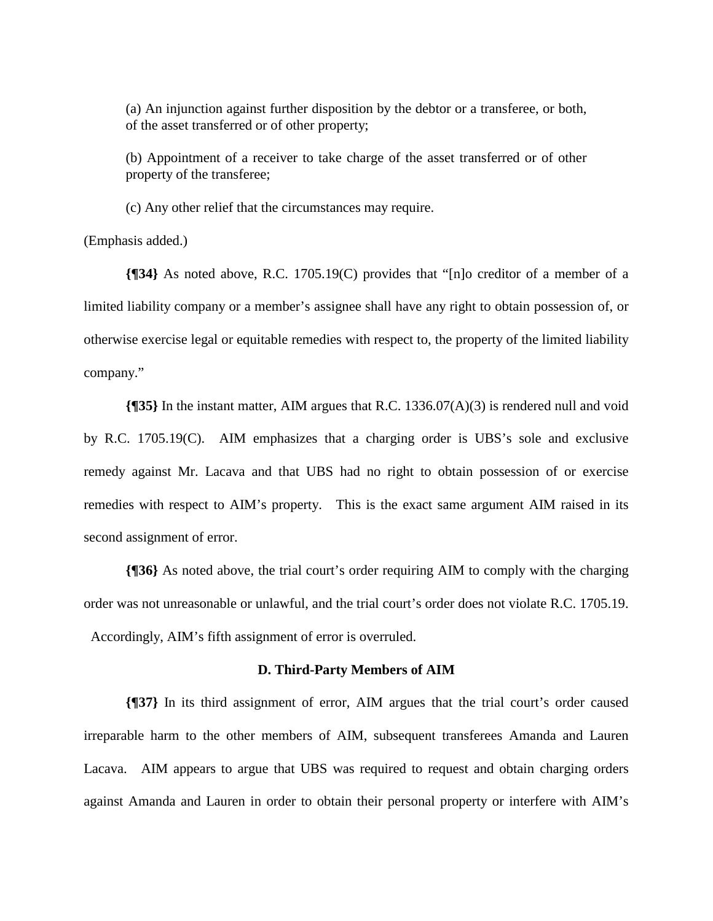(a) An injunction against further disposition by the debtor or a transferee, or both, of the asset transferred or of other property;

(b) Appointment of a receiver to take charge of the asset transferred or of other property of the transferee;

(c) Any other relief that the circumstances may require.

(Emphasis added.)

**{¶34}** As noted above, R.C. 1705.19(C) provides that "[n]o creditor of a member of a limited liability company or a member's assignee shall have any right to obtain possession of, or otherwise exercise legal or equitable remedies with respect to, the property of the limited liability company."

**{¶35}** In the instant matter, AIM argues that R.C. 1336.07(A)(3) is rendered null and void by R.C. 1705.19(C). AIM emphasizes that a charging order is UBS's sole and exclusive remedy against Mr. Lacava and that UBS had no right to obtain possession of or exercise remedies with respect to AIM's property. This is the exact same argument AIM raised in its second assignment of error.

**{¶36}** As noted above, the trial court's order requiring AIM to comply with the charging order was not unreasonable or unlawful, and the trial court's order does not violate R.C. 1705.19. Accordingly, AIM's fifth assignment of error is overruled.

### D. Third-Party Members of AIM

**{¶37}** In its third assignment of error, AIM argues that the trial court's order caused irreparable harm to the other members of AIM, subsequent transferees Amanda and Lauren Lacava. AIM appears to argue that UBS was required to request and obtain charging orders against Amanda and Lauren in order to obtain their personal property or interfere with AIM's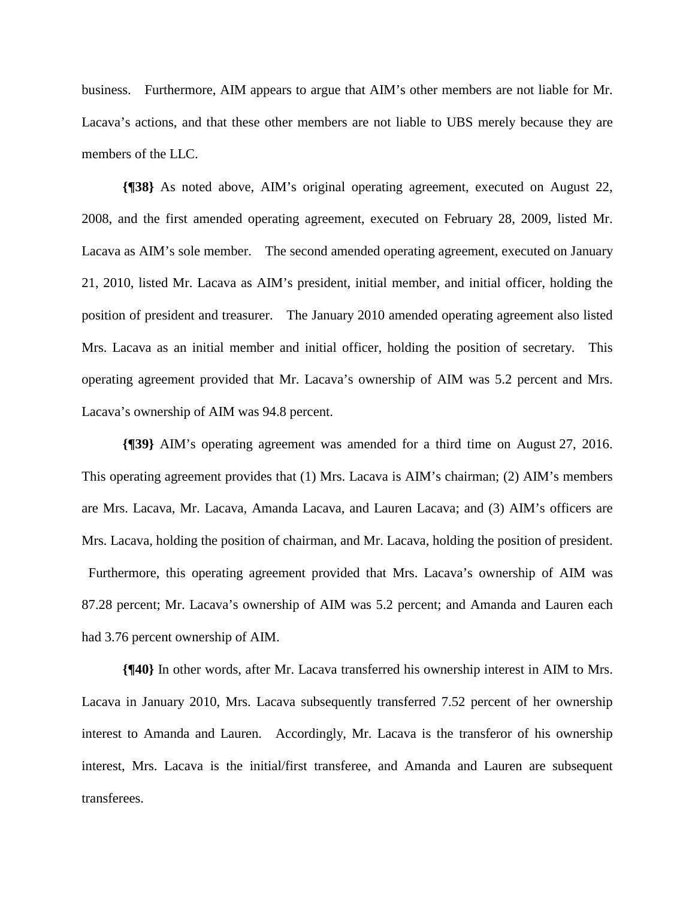business. Furthermore, AIM appears to argue that AIM's other members are not liable for Mr. Lacava's actions, and that these other members are not liable to UBS merely because they are members of the LLC.

**{¶38}** As noted above, AIM's original operating agreement, executed on August 22, 2008, and the first amended operating agreement, executed on February 28, 2009, listed Mr. Lacava as AIM's sole member. The second amended operating agreement, executed on January 21, 2010, listed Mr. Lacava as AIM's president, initial member, and initial officer, holding the position of president and treasurer. The January 2010 amended operating agreement also listed Mrs. Lacava as an initial member and initial officer, holding the position of secretary. This operating agreement provided that Mr. Lacava's ownership of AIM was 5.2 percent and Mrs. Lacava's ownership of AIM was 94.8 percent.

**{¶39}** AIM's operating agreement was amended for a third time on August 27, 2016. This operating agreement provides that (1) Mrs. Lacava is AIM's chairman; (2) AIM's members are Mrs. Lacava, Mr. Lacava, Amanda Lacava, and Lauren Lacava; and (3) AIM's officers are Mrs. Lacava, holding the position of chairman, and Mr. Lacava, holding the position of president. Furthermore, this operating agreement provided that Mrs. Lacava's ownership of AIM was 87.28 percent; Mr. Lacava's ownership of AIM was 5.2 percent; and Amanda and Lauren each had 3.76 percent ownership of AIM.

**{¶40}** In other words, after Mr. Lacava transferred his ownership interest in AIM to Mrs. Lacava in January 2010, Mrs. Lacava subsequently transferred 7.52 percent of her ownership interest to Amanda and Lauren. Accordingly, Mr. Lacava is the transferor of his ownership interest, Mrs. Lacava is the initial/first transferee, and Amanda and Lauren are subsequent transferees.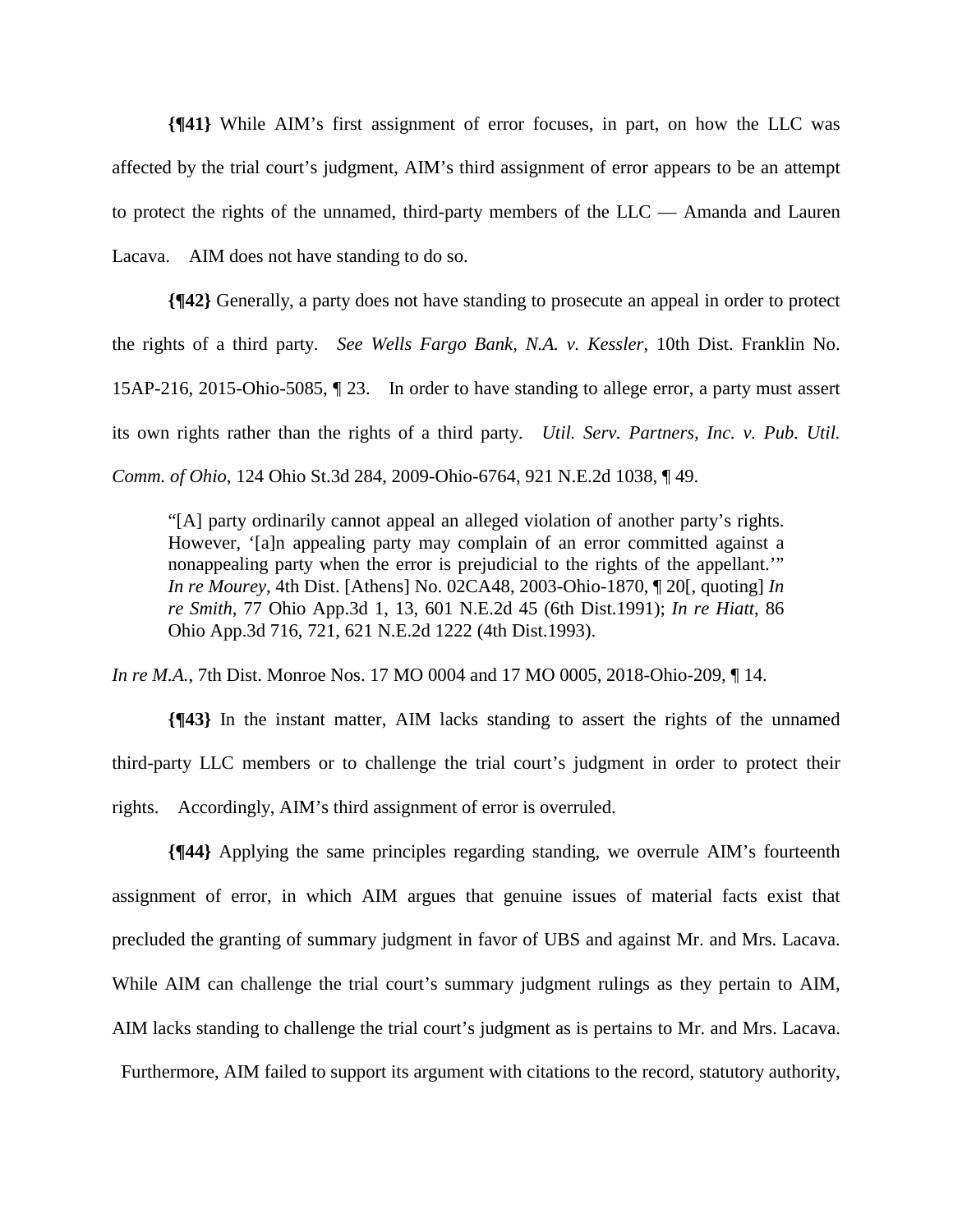**{¶41}** While AIM's first assignment of error focuses, in part, on how the LLC was affected by the trial court's judgment, AIM's third assignment of error appears to be an attempt to protect the rights of the unnamed, third-party members of the LLC — Amanda and Lauren Lacava. AIM does not have standing to do so.

**{¶42}** Generally, a party does not have standing to prosecute an appeal in order to protect the rights of a third party. *See Wells Fargo Bank, N.A. v. Kessler*, 10th Dist. Franklin No. 15AP-216, 2015-Ohio-5085, ¶ 23. In order to have standing to allege error, a party must assert its own rights rather than the rights of a third party. *Util. Serv. Partners, Inc. v. Pub. Util. Comm. of Ohio*, 124 Ohio St.3d 284, 2009-Ohio-6764, 921 N.E.2d 1038, ¶ 49.

> "[A] party ordinarily cannot appeal an alleged violation of another party's rights. However, '[a]n appealing party may complain of an error committed against a nonappealing party when the error is prejudicial to the rights of the appellant.'" *In re Mourey*, 4th Dist. [Athens] No. 02CA48, 2003-Ohio-1870, ¶ 20[, quoting] *In re Smith*, 77 Ohio App.3d 1, 13, 601 N.E.2d 45 (6th Dist.1991); *In re Hiatt*, 86 Ohio App.3d 716, 721, 621 N.E.2d 1222 (4th Dist.1993).

*In re M.A.*, 7th Dist. Monroe Nos. 17 MO 0004 and 17 MO 0005, 2018-Ohio-209, ¶ 14.

**{¶43}** In the instant matter, AIM lacks standing to assert the rights of the unnamed third-party LLC members or to challenge the trial court's judgment in order to protect their rights. Accordingly, AIM's third assignment of error is overruled.

**{¶44}** Applying the same principles regarding standing, we overrule AIM's fourteenth assignment of error, in which AIM argues that genuine issues of material facts exist that precluded the granting of summary judgment in favor of UBS and against Mr. and Mrs. Lacava. While AIM can challenge the trial court's summary judgment rulings as they pertain to AIM, AIM lacks standing to challenge the trial court's judgment as is pertains to Mr. and Mrs. Lacava. Furthermore, AIM failed to support its argument with citations to the record, statutory authority,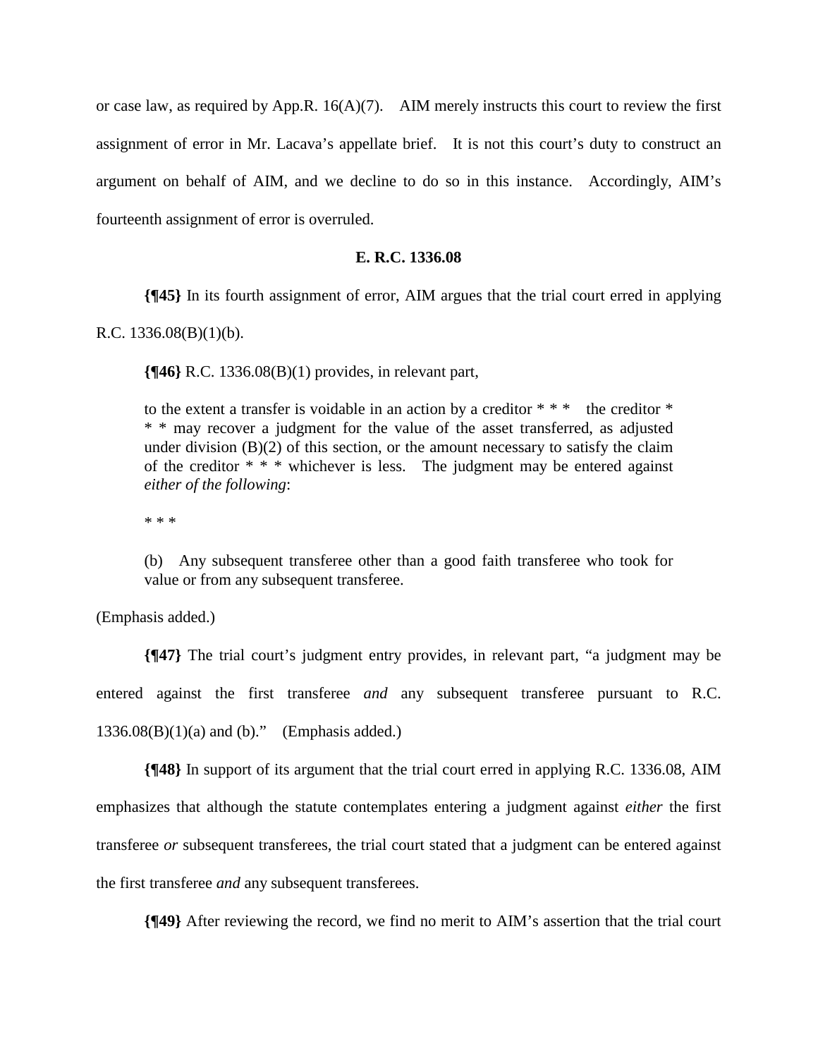or case law, as required by App.R. 16(A)(7). AIM merely instructs this court to review the first assignment of error in Mr. Lacava's appellate brief. It is not this court's duty to construct an argument on behalf of AIM, and we decline to do so in this instance. Accordingly, AIM's fourteenth assignment of error is overruled.

### E. R.C. 1336.08

**{¶45}** In its fourth assignment of error, AIM argues that the trial court erred in applying R.C. 1336.08(B)(1)(b).

**{¶46}** R.C. 1336.08(B)(1) provides, in relevant part,

> to the extent a transfer is voidable in an action by a creditor * * * the creditor * * * may recover a judgment for the value of the asset transferred, as adjusted under division (B)(2) of this section, or the amount necessary to satisfy the claim of the creditor * * * whichever is less. The judgment may be entered against *either of the following*:
>
> * * *
>
> (b) Any subsequent transferee other than a good faith transferee who took for value or from any subsequent transferee.

(Emphasis added.)

**{¶47}** The trial court's judgment entry provides, in relevant part, "a judgment may be entered against the first transferee *and* any subsequent transferee pursuant to R.C. 1336.08(B)(1)(a) and (b)." (Emphasis added.)

**{¶48}** In support of its argument that the trial court erred in applying R.C. 1336.08, AIM emphasizes that although the statute contemplates entering a judgment against *either* the first transferee *or* subsequent transferees, the trial court stated that a judgment can be entered against the first transferee *and* any subsequent transferees.

**{¶49}** After reviewing the record, we find no merit to AIM's assertion that the trial court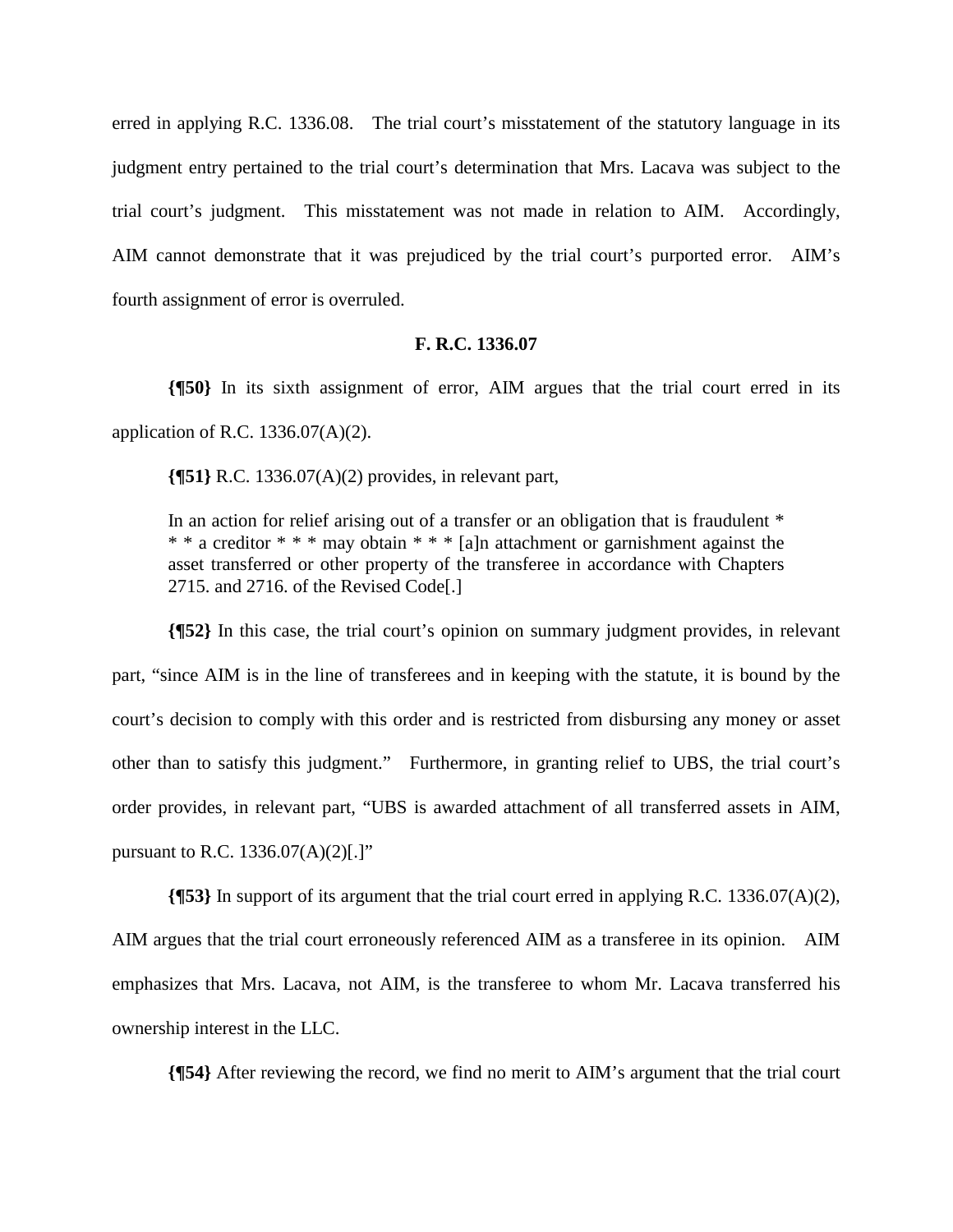erred in applying R.C. 1336.08. The trial court's misstatement of the statutory language in its judgment entry pertained to the trial court's determination that Mrs. Lacava was subject to the trial court's judgment. This misstatement was not made in relation to AIM. Accordingly, AIM cannot demonstrate that it was prejudiced by the trial court's purported error. AIM's fourth assignment of error is overruled.

**F. R.C. 1336.07**

**{¶50}** In its sixth assignment of error, AIM argues that the trial court erred in its application of R.C. 1336.07(A)(2).

**{¶51}** R.C. 1336.07(A)(2) provides, in relevant part,

> In an action for relief arising out of a transfer or an obligation that is fraudulent * * * a creditor * * * may obtain * * * [a]n attachment or garnishment against the asset transferred or other property of the transferee in accordance with Chapters 2715. and 2716. of the Revised Code[.]

**{¶52}** In this case, the trial court's opinion on summary judgment provides, in relevant part, "since AIM is in the line of transferees and in keeping with the statute, it is bound by the court's decision to comply with this order and is restricted from disbursing any money or asset other than to satisfy this judgment." Furthermore, in granting relief to UBS, the trial court's order provides, in relevant part, "UBS is awarded attachment of all transferred assets in AIM, pursuant to R.C. 1336.07(A)(2)[.]"

**{¶53}** In support of its argument that the trial court erred in applying R.C. 1336.07(A)(2), AIM argues that the trial court erroneously referenced AIM as a transferee in its opinion. AIM emphasizes that Mrs. Lacava, not AIM, is the transferee to whom Mr. Lacava transferred his ownership interest in the LLC.

**{¶54}** After reviewing the record, we find no merit to AIM's argument that the trial court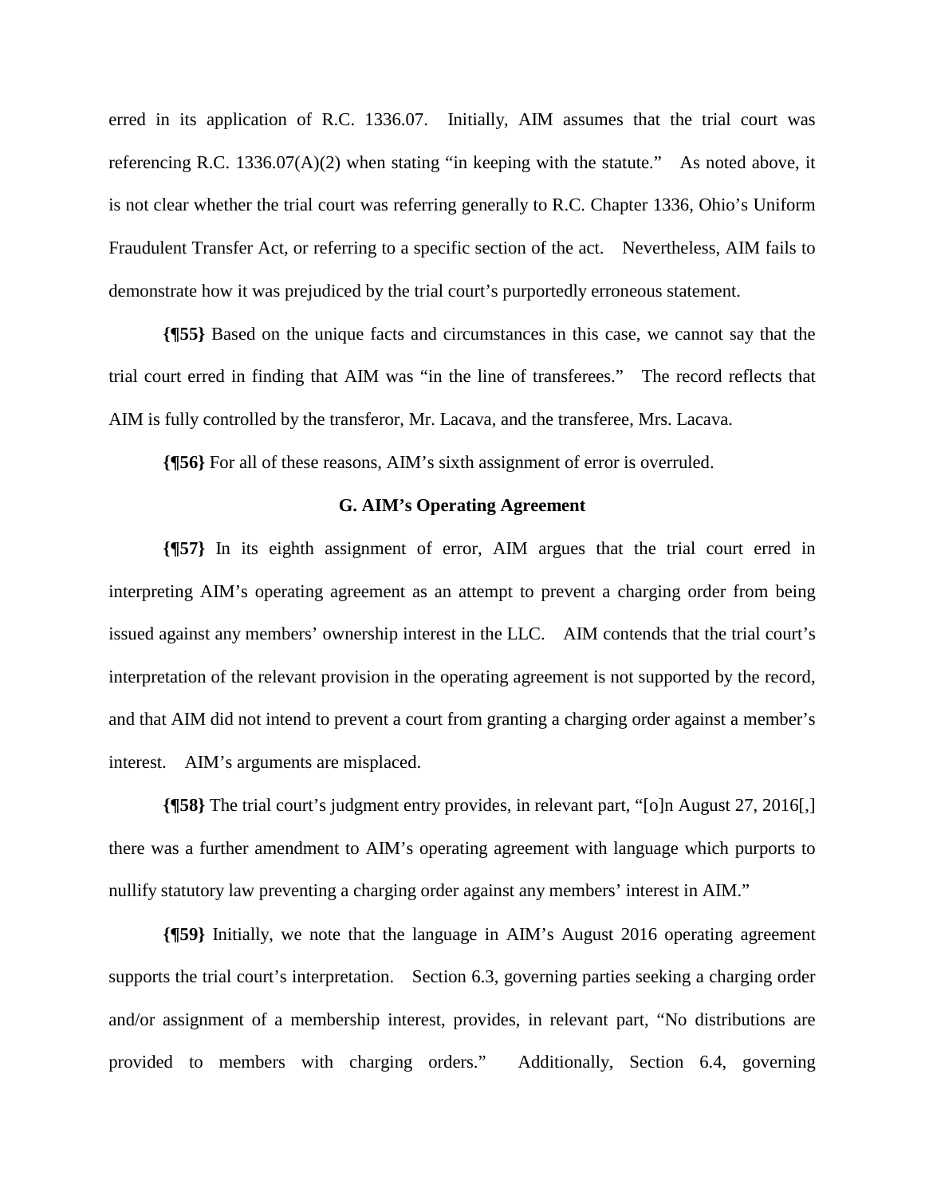erred in its application of R.C. 1336.07. Initially, AIM assumes that the trial court was referencing R.C. 1336.07(A)(2) when stating "in keeping with the statute." As noted above, it is not clear whether the trial court was referring generally to R.C. Chapter 1336, Ohio's Uniform Fraudulent Transfer Act, or referring to a specific section of the act. Nevertheless, AIM fails to demonstrate how it was prejudiced by the trial court's purportedly erroneous statement.

**{¶55}** Based on the unique facts and circumstances in this case, we cannot say that the trial court erred in finding that AIM was "in the line of transferees." The record reflects that AIM is fully controlled by the transferor, Mr. Lacava, and the transferee, Mrs. Lacava.

**{¶56}** For all of these reasons, AIM's sixth assignment of error is overruled.

### G. AIM's Operating Agreement

**{¶57}** In its eighth assignment of error, AIM argues that the trial court erred in interpreting AIM's operating agreement as an attempt to prevent a charging order from being issued against any members' ownership interest in the LLC. AIM contends that the trial court's interpretation of the relevant provision in the operating agreement is not supported by the record, and that AIM did not intend to prevent a court from granting a charging order against a member's interest. AIM's arguments are misplaced.

**{¶58}** The trial court's judgment entry provides, in relevant part, "[o]n August 27, 2016[,] there was a further amendment to AIM's operating agreement with language which purports to nullify statutory law preventing a charging order against any members' interest in AIM."

**{¶59}** Initially, we note that the language in AIM's August 2016 operating agreement supports the trial court's interpretation. Section 6.3, governing parties seeking a charging order and/or assignment of a membership interest, provides, in relevant part, "No distributions are provided to members with charging orders." Additionally, Section 6.4, governing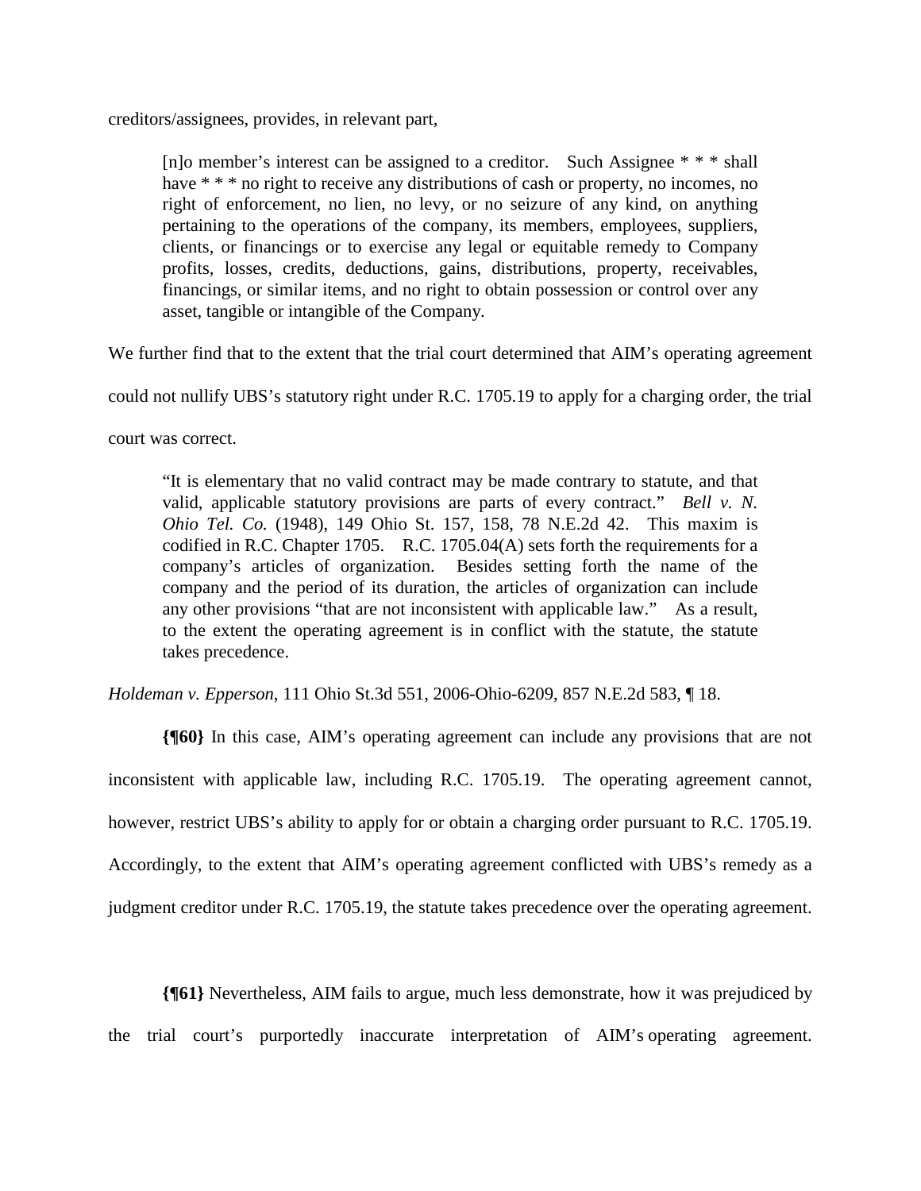creditors/assignees, provides, in relevant part,

> [n]o member's interest can be assigned to a creditor. Such Assignee * * * shall have * * * no right to receive any distributions of cash or property, no incomes, no right of enforcement, no lien, no levy, or no seizure of any kind, on anything pertaining to the operations of the company, its members, employees, suppliers, clients, or financings or to exercise any legal or equitable remedy to Company profits, losses, credits, deductions, gains, distributions, property, receivables, financings, or similar items, and no right to obtain possession or control over any asset, tangible or intangible of the Company.

We further find that to the extent that the trial court determined that AIM's operating agreement could not nullify UBS's statutory right under R.C. 1705.19 to apply for a charging order, the trial court was correct.

> "It is elementary that no valid contract may be made contrary to statute, and that valid, applicable statutory provisions are parts of every contract." *Bell v. N. Ohio Tel. Co.* (1948), 149 Ohio St. 157, 158, 78 N.E.2d 42. This maxim is codified in R.C. Chapter 1705. R.C. 1705.04(A) sets forth the requirements for a company's articles of organization. Besides setting forth the name of the company and the period of its duration, the articles of organization can include any other provisions "that are not inconsistent with applicable law." As a result, to the extent the operating agreement is in conflict with the statute, the statute takes precedence.

*Holdeman v. Epperson*, 111 Ohio St.3d 551, 2006-Ohio-6209, 857 N.E.2d 583, ¶ 18.

**{¶60}** In this case, AIM's operating agreement can include any provisions that are not inconsistent with applicable law, including R.C. 1705.19. The operating agreement cannot, however, restrict UBS's ability to apply for or obtain a charging order pursuant to R.C. 1705.19. Accordingly, to the extent that AIM's operating agreement conflicted with UBS's remedy as a judgment creditor under R.C. 1705.19, the statute takes precedence over the operating agreement.

**{¶61}** Nevertheless, AIM fails to argue, much less demonstrate, how it was prejudiced by the trial court's purportedly inaccurate interpretation of AIM's operating agreement.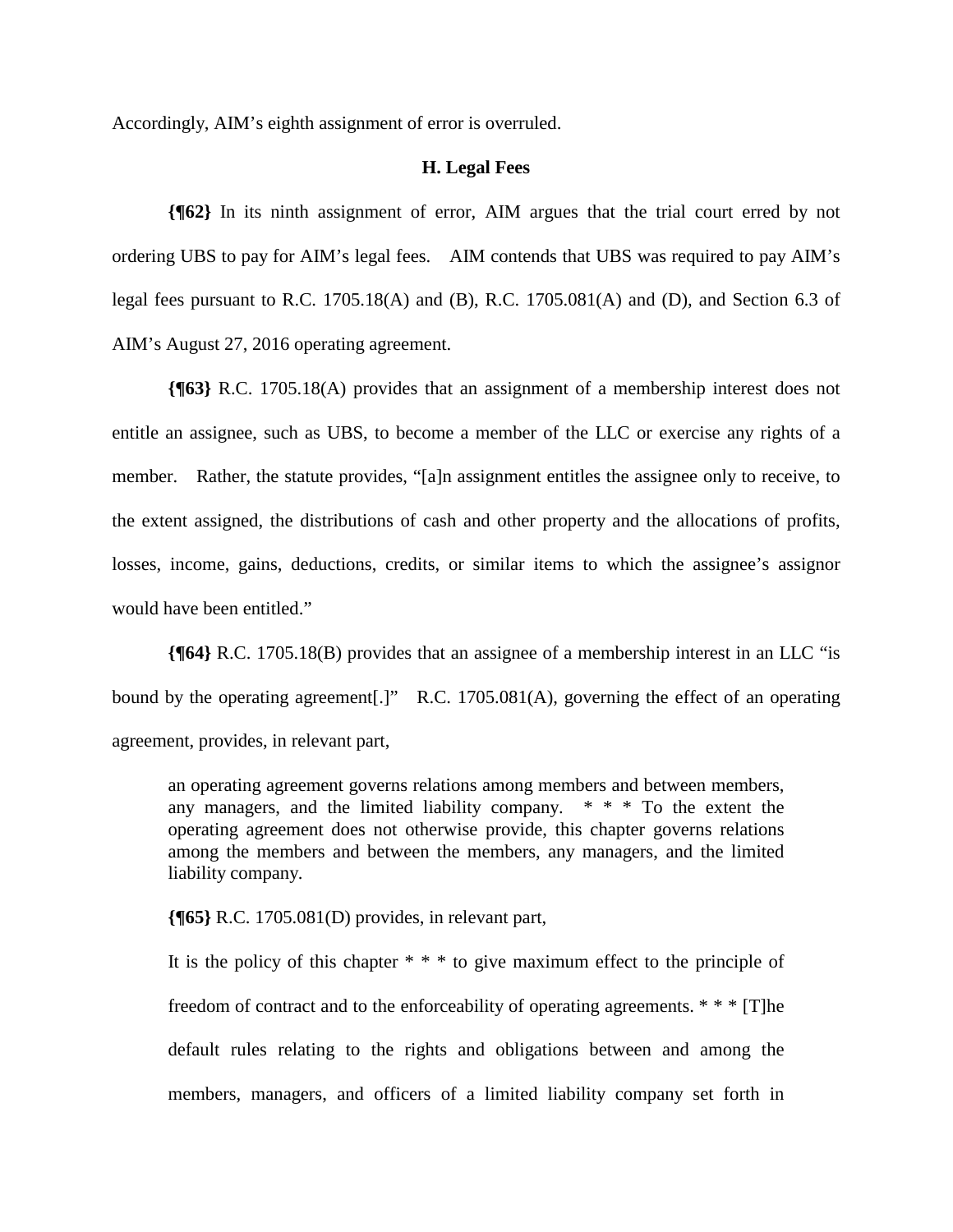Accordingly, AIM's eighth assignment of error is overruled.

### H. Legal Fees

**{¶62}** In its ninth assignment of error, AIM argues that the trial court erred by not ordering UBS to pay for AIM's legal fees. AIM contends that UBS was required to pay AIM's legal fees pursuant to R.C. 1705.18(A) and (B), R.C. 1705.081(A) and (D), and Section 6.3 of AIM's August 27, 2016 operating agreement.

**{¶63}** R.C. 1705.18(A) provides that an assignment of a membership interest does not entitle an assignee, such as UBS, to become a member of the LLC or exercise any rights of a member. Rather, the statute provides, "[a]n assignment entitles the assignee only to receive, to the extent assigned, the distributions of cash and other property and the allocations of profits, losses, income, gains, deductions, credits, or similar items to which the assignee's assignor would have been entitled."

**{¶64}** R.C. 1705.18(B) provides that an assignee of a membership interest in an LLC "is bound by the operating agreement[.]" R.C. 1705.081(A), governing the effect of an operating agreement, provides, in relevant part,

> an operating agreement governs relations among members and between members, any managers, and the limited liability company. * * * To the extent the operating agreement does not otherwise provide, this chapter governs relations among the members and between the members, any managers, and the limited liability company.

**{¶65}** R.C. 1705.081(D) provides, in relevant part,

> It is the policy of this chapter * * * to give maximum effect to the principle of freedom of contract and to the enforceability of operating agreements. * * * [T]he default rules relating to the rights and obligations between and among the members, managers, and officers of a limited liability company set forth in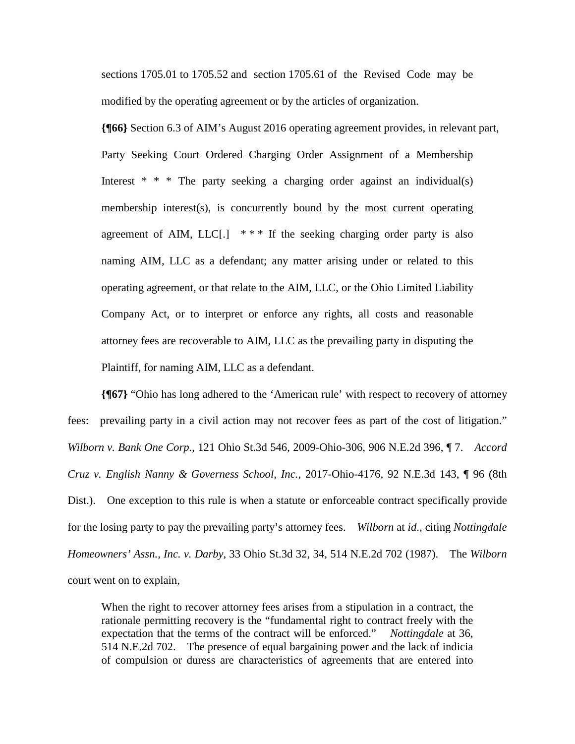> sections 1705.01 to 1705.52 and section 1705.61 of the Revised Code may be modified by the operating agreement or by the articles of organization.

**{¶66}** Section 6.3 of AIM's August 2016 operating agreement provides, in relevant part,

> Party Seeking Court Ordered Charging Order Assignment of a Membership Interest * * * The party seeking a charging order against an individual(s) membership interest(s), is concurrently bound by the most current operating agreement of AIM, LLC[.] * * * If the seeking charging order party is also naming AIM, LLC as a defendant; any matter arising under or related to this operating agreement, or that relate to the AIM, LLC, or the Ohio Limited Liability Company Act, or to interpret or enforce any rights, all costs and reasonable attorney fees are recoverable to AIM, LLC as the prevailing party in disputing the Plaintiff, for naming AIM, LLC as a defendant.

**{¶67}** "Ohio has long adhered to the 'American rule' with respect to recovery of attorney fees: prevailing party in a civil action may not recover fees as part of the cost of litigation." *Wilborn v. Bank One Corp.*, 121 Ohio St.3d 546, 2009-Ohio-306, 906 N.E.2d 396, ¶ 7. *Accord Cruz v. English Nanny & Governess School, Inc.*, 2017-Ohio-4176, 92 N.E.3d 143, ¶ 96 (8th Dist.). One exception to this rule is when a statute or enforceable contract specifically provide for the losing party to pay the prevailing party's attorney fees. *Wilborn* at *id*., citing *Nottingdale Homeowners' Assn., Inc. v. Darby*, 33 Ohio St.3d 32, 34, 514 N.E.2d 702 (1987). The *Wilborn* court went on to explain,

> When the right to recover attorney fees arises from a stipulation in a contract, the rationale permitting recovery is the "fundamental right to contract freely with the expectation that the terms of the contract will be enforced." *Nottingdale* at 36, 514 N.E.2d 702. The presence of equal bargaining power and the lack of indicia of compulsion or duress are characteristics of agreements that are entered into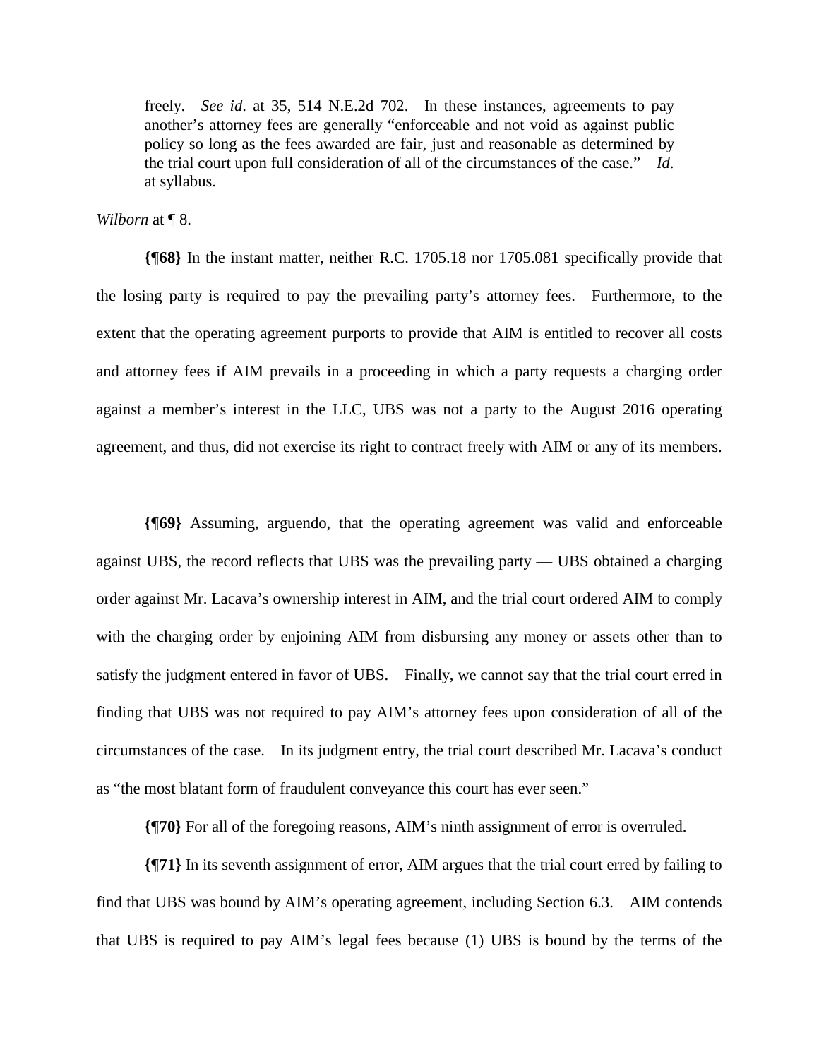> freely. *See id.* at 35, 514 N.E.2d 702. In these instances, agreements to pay another's attorney fees are generally "enforceable and not void as against public policy so long as the fees awarded are fair, just and reasonable as determined by the trial court upon full consideration of all of the circumstances of the case." *Id.* at syllabus.

*Wilborn* at ¶ 8.

**{¶68}** In the instant matter, neither R.C. 1705.18 nor 1705.081 specifically provide that the losing party is required to pay the prevailing party's attorney fees. Furthermore, to the extent that the operating agreement purports to provide that AIM is entitled to recover all costs and attorney fees if AIM prevails in a proceeding in which a party requests a charging order against a member's interest in the LLC, UBS was not a party to the August 2016 operating agreement, and thus, did not exercise its right to contract freely with AIM or any of its members.

**{¶69}** Assuming, arguendo, that the operating agreement was valid and enforceable against UBS, the record reflects that UBS was the prevailing party — UBS obtained a charging order against Mr. Lacava's ownership interest in AIM, and the trial court ordered AIM to comply with the charging order by enjoining AIM from disbursing any money or assets other than to satisfy the judgment entered in favor of UBS. Finally, we cannot say that the trial court erred in finding that UBS was not required to pay AIM's attorney fees upon consideration of all of the circumstances of the case. In its judgment entry, the trial court described Mr. Lacava's conduct as "the most blatant form of fraudulent conveyance this court has ever seen."

**{¶70}** For all of the foregoing reasons, AIM's ninth assignment of error is overruled.

**{¶71}** In its seventh assignment of error, AIM argues that the trial court erred by failing to find that UBS was bound by AIM's operating agreement, including Section 6.3. AIM contends that UBS is required to pay AIM's legal fees because (1) UBS is bound by the terms of the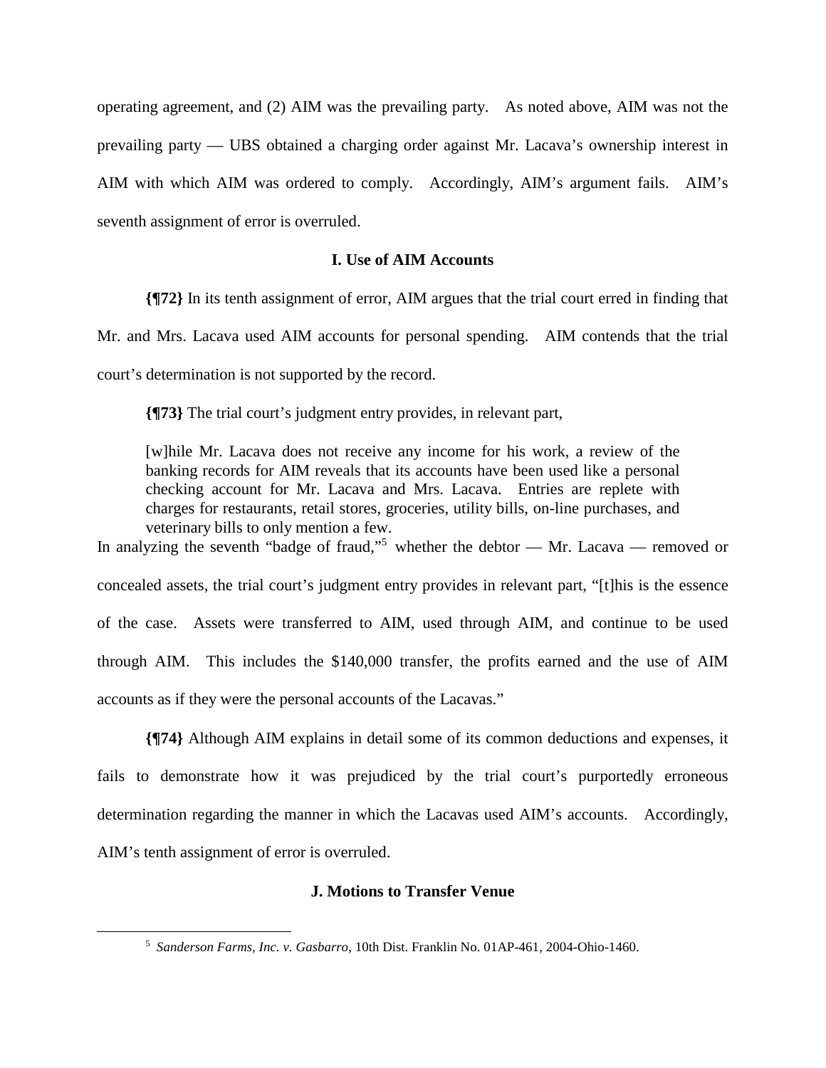operating agreement, and (2) AIM was the prevailing party. As noted above, AIM was not the prevailing party — UBS obtained a charging order against Mr. Lacava's ownership interest in AIM with which AIM was ordered to comply. Accordingly, AIM's argument fails. AIM's seventh assignment of error is overruled.

### I. Use of AIM Accounts

**{¶72}** In its tenth assignment of error, AIM argues that the trial court erred in finding that Mr. and Mrs. Lacava used AIM accounts for personal spending. AIM contends that the trial court's determination is not supported by the record.

**{¶73}** The trial court's judgment entry provides, in relevant part,

> [w]hile Mr. Lacava does not receive any income for his work, a review of the banking records for AIM reveals that its accounts have been used like a personal checking account for Mr. Lacava and Mrs. Lacava. Entries are replete with charges for restaurants, retail stores, groceries, utility bills, on-line purchases, and veterinary bills to only mention a few.

In analyzing the seventh "badge of fraud,"[5] whether the debtor — Mr. Lacava — removed or concealed assets, the trial court's judgment entry provides in relevant part, "[t]his is the essence of the case. Assets were transferred to AIM, used through AIM, and continue to be used through AIM. This includes the $140,000 transfer, the profits earned and the use of AIM accounts as if they were the personal accounts of the Lacavas."

**{¶74}** Although AIM explains in detail some of its common deductions and expenses, it fails to demonstrate how it was prejudiced by the trial court's purportedly erroneous determination regarding the manner in which the Lacavas used AIM's accounts. Accordingly, AIM's tenth assignment of error is overruled.

### J. Motions to Transfer Venue

---

[5] *Sanderson Farms, Inc. v. Gasbarro*, 10th Dist. Franklin No. 01AP-461, 2004-Ohio-1460.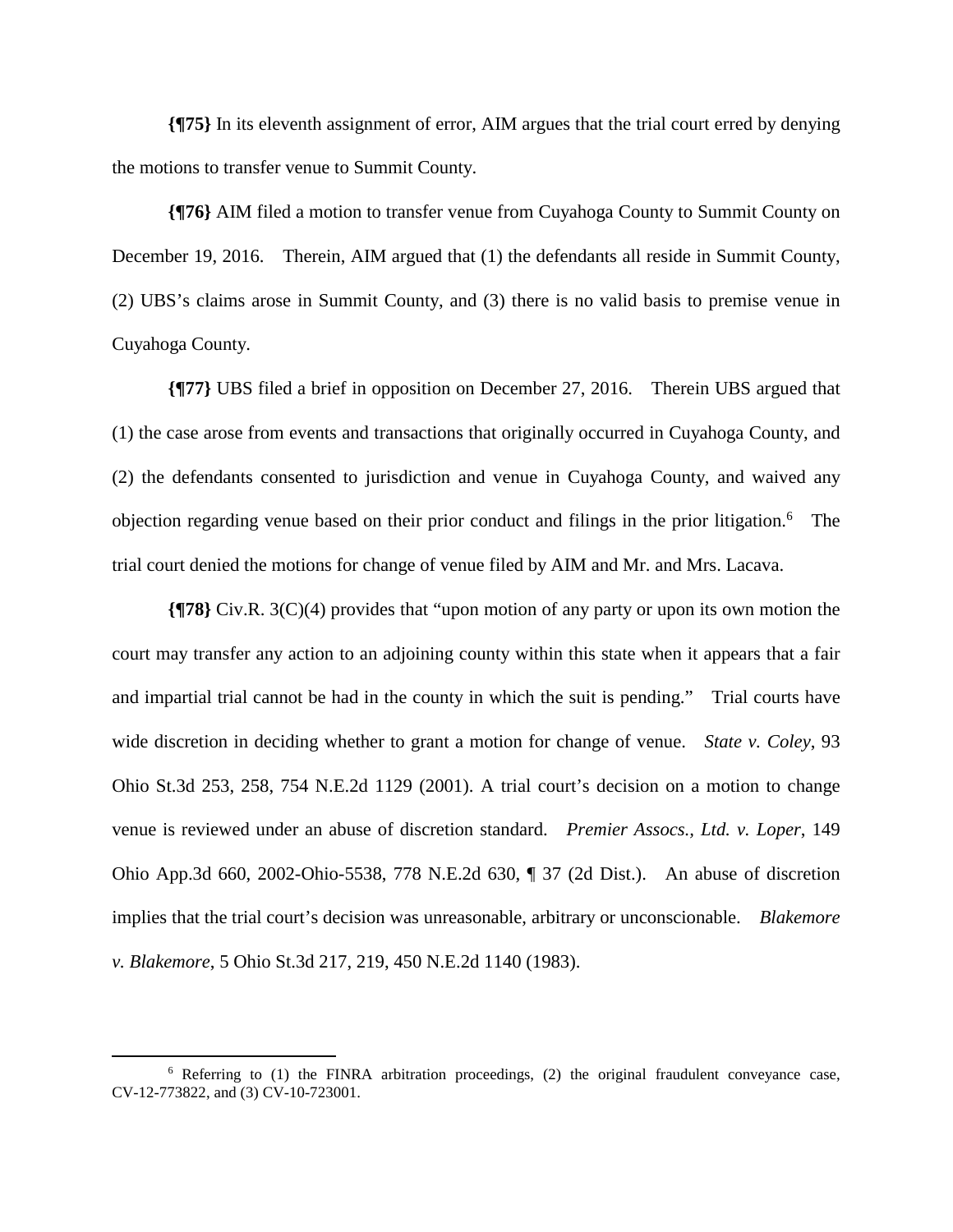**{¶75}** In its eleventh assignment of error, AIM argues that the trial court erred by denying the motions to transfer venue to Summit County.

**{¶76}** AIM filed a motion to transfer venue from Cuyahoga County to Summit County on December 19, 2016. Therein, AIM argued that (1) the defendants all reside in Summit County, (2) UBS's claims arose in Summit County, and (3) there is no valid basis to premise venue in Cuyahoga County.

**{¶77}** UBS filed a brief in opposition on December 27, 2016. Therein UBS argued that (1) the case arose from events and transactions that originally occurred in Cuyahoga County, and (2) the defendants consented to jurisdiction and venue in Cuyahoga County, and waived any objection regarding venue based on their prior conduct and filings in the prior litigation.[6] The trial court denied the motions for change of venue filed by AIM and Mr. and Mrs. Lacava.

**{¶78}** Civ.R. 3(C)(4) provides that "upon motion of any party or upon its own motion the court may transfer any action to an adjoining county within this state when it appears that a fair and impartial trial cannot be had in the county in which the suit is pending." Trial courts have wide discretion in deciding whether to grant a motion for change of venue. *State v. Coley*, 93 Ohio St.3d 253, 258, 754 N.E.2d 1129 (2001). A trial court's decision on a motion to change venue is reviewed under an abuse of discretion standard. *Premier Assocs., Ltd. v. Loper*, 149 Ohio App.3d 660, 2002-Ohio-5538, 778 N.E.2d 630, ¶ 37 (2d Dist.). An abuse of discretion implies that the trial court's decision was unreasonable, arbitrary or unconscionable. *Blakemore v. Blakemore*, 5 Ohio St.3d 217, 219, 450 N.E.2d 1140 (1983).

---

[6] Referring to (1) the FINRA arbitration proceedings, (2) the original fraudulent conveyance case, CV-12-773822, and (3) CV-10-723001.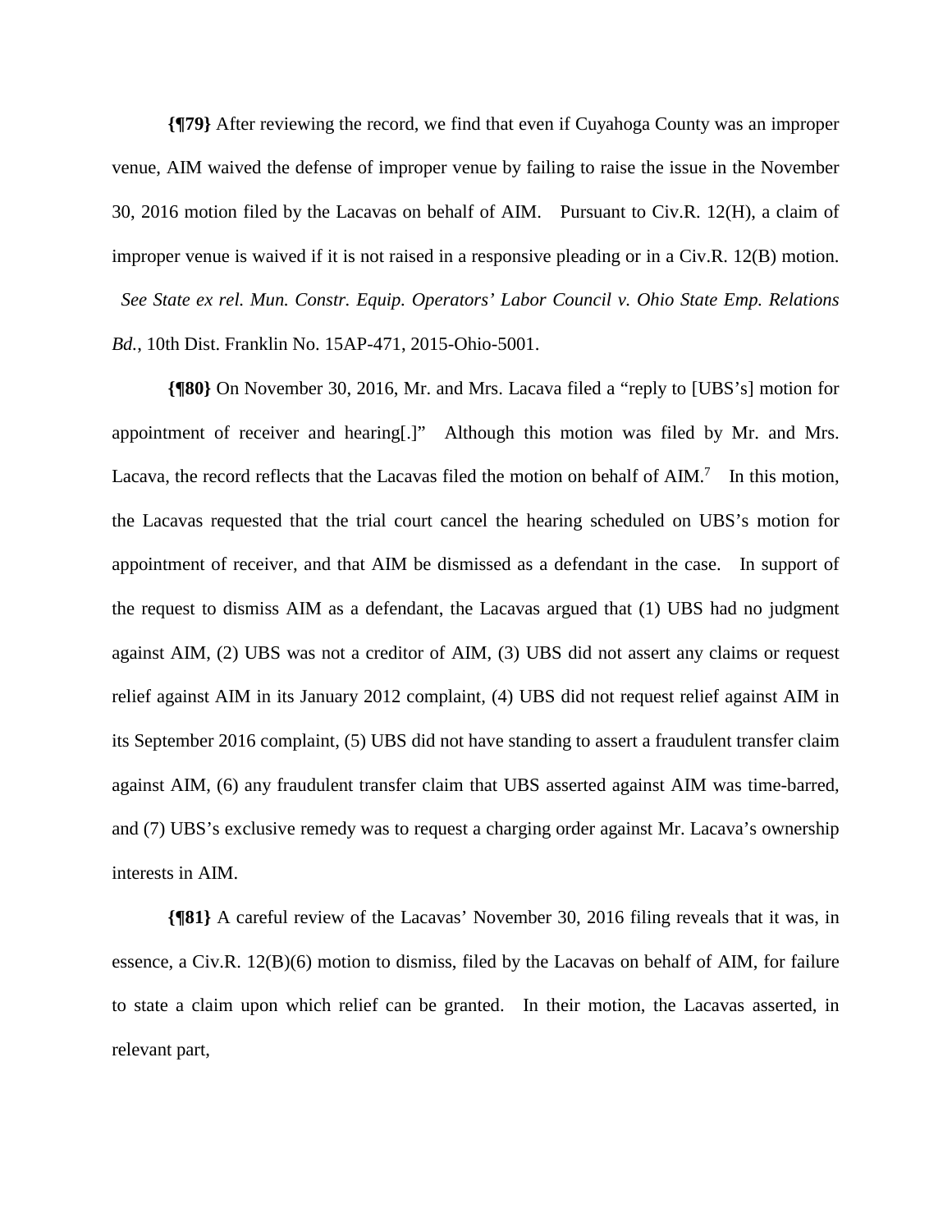**{¶79}** After reviewing the record, we find that even if Cuyahoga County was an improper venue, AIM waived the defense of improper venue by failing to raise the issue in the November 30, 2016 motion filed by the Lacavas on behalf of AIM. Pursuant to Civ.R. 12(H), a claim of improper venue is waived if it is not raised in a responsive pleading or in a Civ.R. 12(B) motion. *See State ex rel. Mun. Constr. Equip. Operators' Labor Council v. Ohio State Emp. Relations Bd.*, 10th Dist. Franklin No. 15AP-471, 2015-Ohio-5001.

**{¶80}** On November 30, 2016, Mr. and Mrs. Lacava filed a "reply to [UBS's] motion for appointment of receiver and hearing[.]" Although this motion was filed by Mr. and Mrs. Lacava, the record reflects that the Lacavas filed the motion on behalf of AIM.[7] In this motion, the Lacavas requested that the trial court cancel the hearing scheduled on UBS's motion for appointment of receiver, and that AIM be dismissed as a defendant in the case. In support of the request to dismiss AIM as a defendant, the Lacavas argued that (1) UBS had no judgment against AIM, (2) UBS was not a creditor of AIM, (3) UBS did not assert any claims or request relief against AIM in its January 2012 complaint, (4) UBS did not request relief against AIM in its September 2016 complaint, (5) UBS did not have standing to assert a fraudulent transfer claim against AIM, (6) any fraudulent transfer claim that UBS asserted against AIM was time-barred, and (7) UBS's exclusive remedy was to request a charging order against Mr. Lacava's ownership interests in AIM.

**{¶81}** A careful review of the Lacavas' November 30, 2016 filing reveals that it was, in essence, a Civ.R. 12(B)(6) motion to dismiss, filed by the Lacavas on behalf of AIM, for failure to state a claim upon which relief can be granted. In their motion, the Lacavas asserted, in relevant part,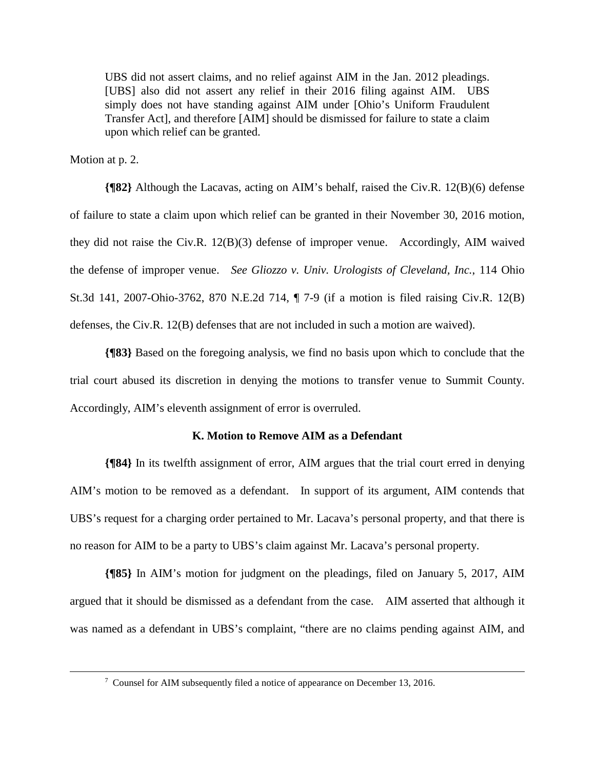> UBS did not assert claims, and no relief against AIM in the Jan. 2012 pleadings. [UBS] also did not assert any relief in their 2016 filing against AIM. UBS simply does not have standing against AIM under [Ohio's Uniform Fraudulent Transfer Act], and therefore [AIM] should be dismissed for failure to state a claim upon which relief can be granted.

Motion at p. 2.

**{¶82}** Although the Lacavas, acting on AIM's behalf, raised the Civ.R. 12(B)(6) defense of failure to state a claim upon which relief can be granted in their November 30, 2016 motion, they did not raise the Civ.R. 12(B)(3) defense of improper venue. Accordingly, AIM waived the defense of improper venue. *See Gliozzo v. Univ. Urologists of Cleveland, Inc.*, 114 Ohio St.3d 141, 2007-Ohio-3762, 870 N.E.2d 714, ¶ 7-9 (if a motion is filed raising Civ.R. 12(B) defenses, the Civ.R. 12(B) defenses that are not included in such a motion are waived).

**{¶83}** Based on the foregoing analysis, we find no basis upon which to conclude that the trial court abused its discretion in denying the motions to transfer venue to Summit County. Accordingly, AIM's eleventh assignment of error is overruled.

### K. Motion to Remove AIM as a Defendant

**{¶84}** In its twelfth assignment of error, AIM argues that the trial court erred in denying AIM's motion to be removed as a defendant. In support of its argument, AIM contends that UBS's request for a charging order pertained to Mr. Lacava's personal property, and that there is no reason for AIM to be a party to UBS's claim against Mr. Lacava's personal property.

**{¶85}** In AIM's motion for judgment on the pleadings, filed on January 5, 2017, AIM argued that it should be dismissed as a defendant from the case. AIM asserted that although it was named as a defendant in UBS's complaint, "there are no claims pending against AIM, and

---

[7] Counsel for AIM subsequently filed a notice of appearance on December 13, 2016.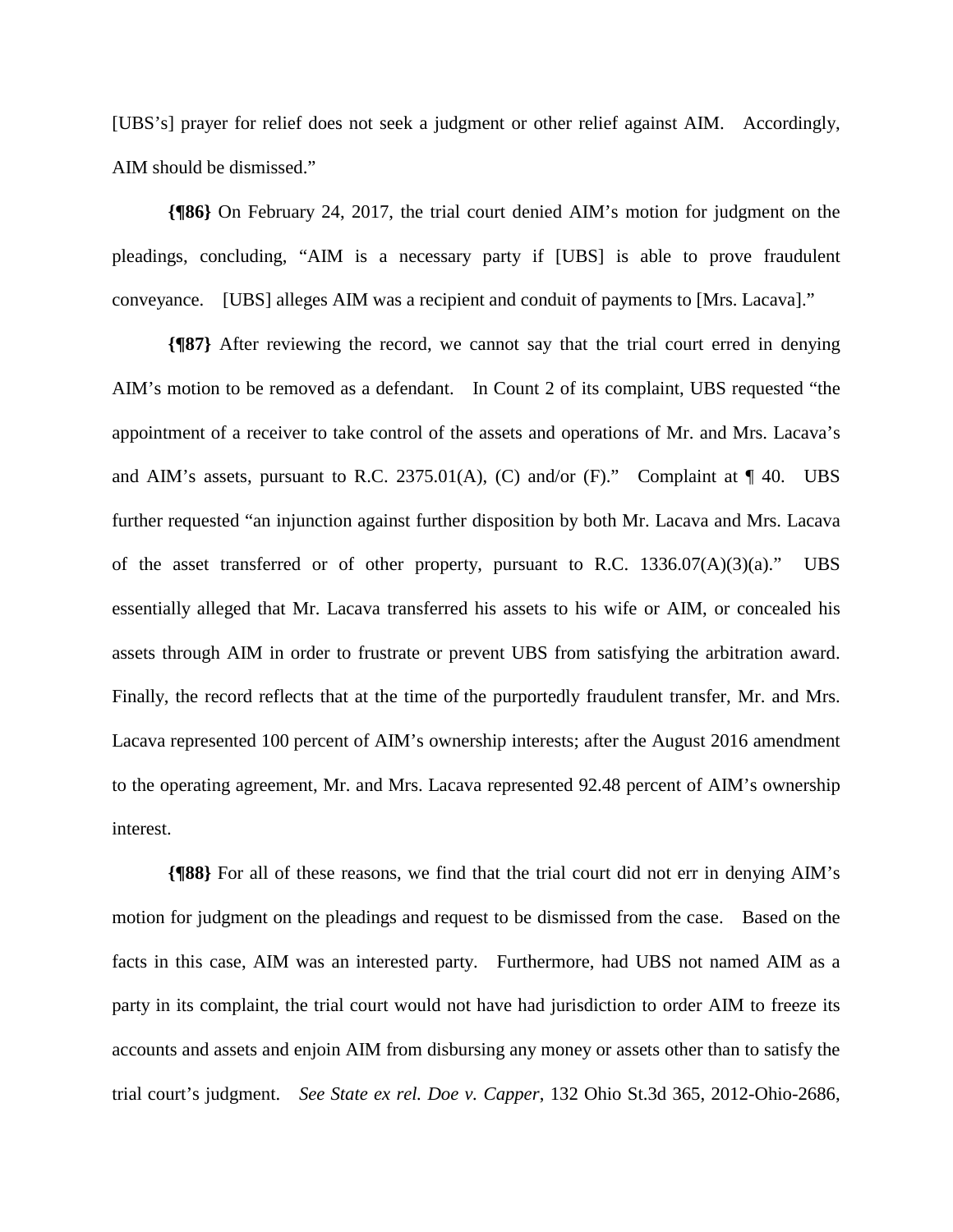[UBS's] prayer for relief does not seek a judgment or other relief against AIM. Accordingly, AIM should be dismissed."

**{¶86}** On February 24, 2017, the trial court denied AIM's motion for judgment on the pleadings, concluding, "AIM is a necessary party if [UBS] is able to prove fraudulent conveyance. [UBS] alleges AIM was a recipient and conduit of payments to [Mrs. Lacava]."

**{¶87}** After reviewing the record, we cannot say that the trial court erred in denying AIM's motion to be removed as a defendant. In Count 2 of its complaint, UBS requested "the appointment of a receiver to take control of the assets and operations of Mr. and Mrs. Lacava's and AIM's assets, pursuant to R.C. 2375.01(A), (C) and/or (F)." Complaint at ¶ 40. UBS further requested "an injunction against further disposition by both Mr. Lacava and Mrs. Lacava of the asset transferred or of other property, pursuant to R.C. 1336.07(A)(3)(a)." UBS essentially alleged that Mr. Lacava transferred his assets to his wife or AIM, or concealed his assets through AIM in order to frustrate or prevent UBS from satisfying the arbitration award. Finally, the record reflects that at the time of the purportedly fraudulent transfer, Mr. and Mrs. Lacava represented 100 percent of AIM's ownership interests; after the August 2016 amendment to the operating agreement, Mr. and Mrs. Lacava represented 92.48 percent of AIM's ownership interest.

**{¶88}** For all of these reasons, we find that the trial court did not err in denying AIM's motion for judgment on the pleadings and request to be dismissed from the case. Based on the facts in this case, AIM was an interested party. Furthermore, had UBS not named AIM as a party in its complaint, the trial court would not have had jurisdiction to order AIM to freeze its accounts and assets and enjoin AIM from disbursing any money or assets other than to satisfy the trial court's judgment. *See State ex rel. Doe v. Capper*, 132 Ohio St.3d 365, 2012-Ohio-2686,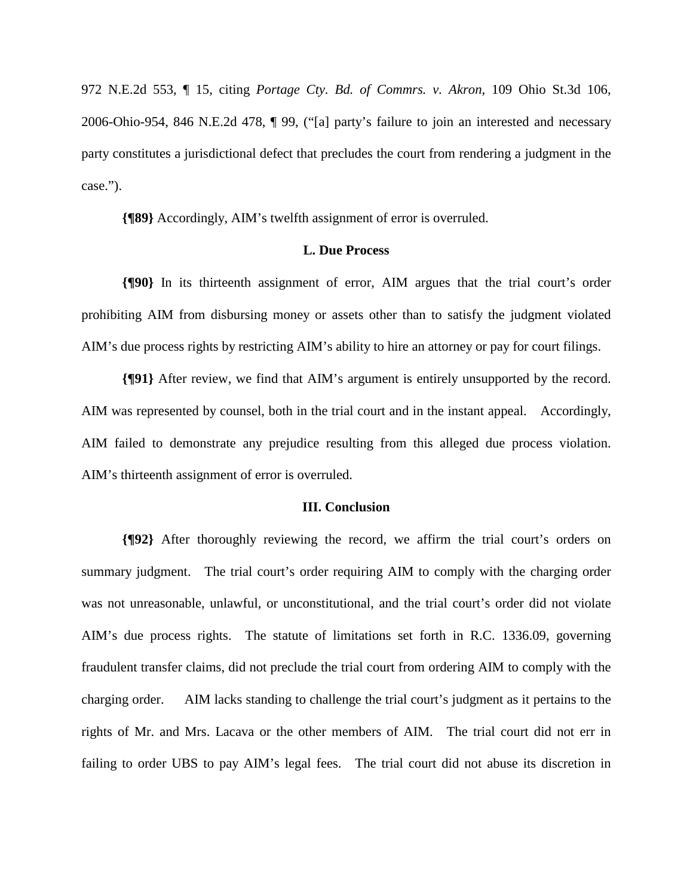972 N.E.2d 553, ¶ 15, citing *Portage Cty. Bd. of Commrs. v. Akron*, 109 Ohio St.3d 106, 2006-Ohio-954, 846 N.E.2d 478, ¶ 99, ("[a] party's failure to join an interested and necessary party constitutes a jurisdictional defect that precludes the court from rendering a judgment in the case.").

**{¶89}** Accordingly, AIM's twelfth assignment of error is overruled.

### L. Due Process

**{¶90}** In its thirteenth assignment of error, AIM argues that the trial court's order prohibiting AIM from disbursing money or assets other than to satisfy the judgment violated AIM's due process rights by restricting AIM's ability to hire an attorney or pay for court filings.

**{¶91}** After review, we find that AIM's argument is entirely unsupported by the record. AIM was represented by counsel, both in the trial court and in the instant appeal. Accordingly, AIM failed to demonstrate any prejudice resulting from this alleged due process violation. AIM's thirteenth assignment of error is overruled.

## III. Conclusion

**{¶92}** After thoroughly reviewing the record, we affirm the trial court's orders on summary judgment. The trial court's order requiring AIM to comply with the charging order was not unreasonable, unlawful, or unconstitutional, and the trial court's order did not violate AIM's due process rights. The statute of limitations set forth in R.C. 1336.09, governing fraudulent transfer claims, did not preclude the trial court from ordering AIM to comply with the charging order. AIM lacks standing to challenge the trial court's judgment as it pertains to the rights of Mr. and Mrs. Lacava or the other members of AIM. The trial court did not err in failing to order UBS to pay AIM's legal fees. The trial court did not abuse its discretion in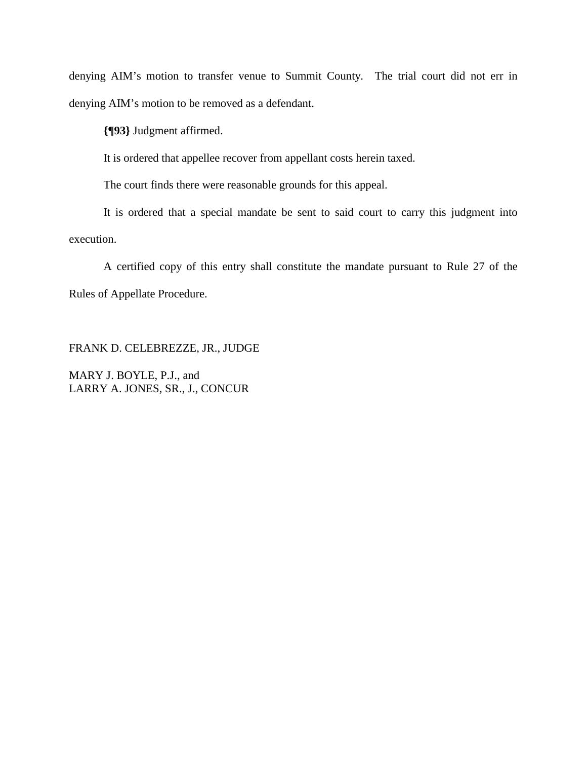denying AIM's motion to transfer venue to Summit County. The trial court did not err in denying AIM's motion to be removed as a defendant.

**{¶93}** Judgment affirmed.

It is ordered that appellee recover from appellant costs herein taxed.

The court finds there were reasonable grounds for this appeal.

It is ordered that a special mandate be sent to said court to carry this judgment into execution.

A certified copy of this entry shall constitute the mandate pursuant to Rule 27 of the Rules of Appellate Procedure.

FRANK D. CELEBREZZE, JR., JUDGE

MARY J. BOYLE, P.J., and
LARRY A. JONES, SR., J., CONCUR